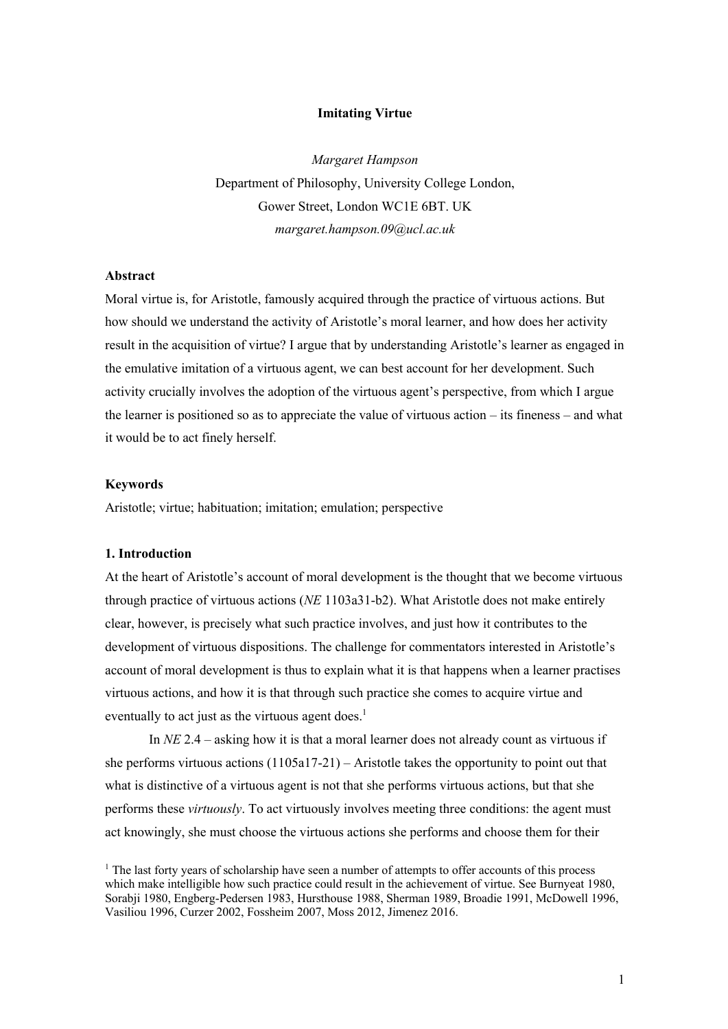# Imitating Virtue

*Margaret Hampson*

Department of Philosophy, University College London,

Gower Street, London WC1E 6BT. UK

*margaret.hampson.09@ucl.ac.uk*

## Abstract

Moral virtue is, for Aristotle, famously acquired through the practice of virtuous actions. But how should we understand the activity of Aristotle's moral learner, and how does her activity result in the acquisition of virtue? I argue that by understanding Aristotle's learner as engaged in the emulative imitation of a virtuous agent, we can best account for her development. Such activity crucially involves the adoption of the virtuous agent's perspective, from which I argue the learner is positioned so as to appreciate the value of virtuous action – its fineness – and what it would be to act finely herself.

## Keywords

Aristotle; virtue; habituation; imitation; emulation; perspective

## 1. Introduction

At the heart of Aristotle's account of moral development is the thought that we become virtuous through practice of virtuous actions (*NE* 1103a31-b2). What Aristotle does not make entirely clear, however, is precisely what such practice involves, and just how it contributes to the development of virtuous dispositions. The challenge for commentators interested in Aristotle's account of moral development is thus to explain what it is that happens when a learner practises virtuous actions, and how it is that through such practice she comes to acquire virtue and eventually to act just as the virtuous agent does.[1]

In *NE* 2.4 – asking how it is that a moral learner does not already count as virtuous if she performs virtuous actions (1105a17-21) – Aristotle takes the opportunity to point out that what is distinctive of a virtuous agent is not that she performs virtuous actions, but that she performs these *virtuously*. To act virtuously involves meeting three conditions: the agent must act knowingly, she must choose the virtuous actions she performs and choose them for their

[1] The last forty years of scholarship have seen a number of attempts to offer accounts of this process which make intelligible how such practice could result in the achievement of virtue. See Burnyeat 1980, Sorabji 1980, Engberg-Pedersen 1983, Hursthouse 1988, Sherman 1989, Broadie 1991, McDowell 1996, Vasiliou 1996, Curzer 2002, Fossheim 2007, Moss 2012, Jimenez 2016.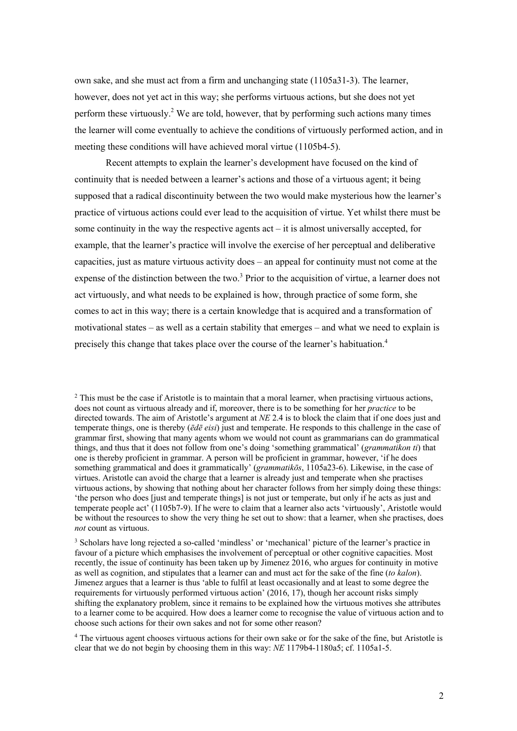own sake, and she must act from a firm and unchanging state (1105a31-3). The learner, however, does not yet act in this way; she performs virtuous actions, but she does not yet perform these virtuously.[2] We are told, however, that by performing such actions many times the learner will come eventually to achieve the conditions of virtuously performed action, and in meeting these conditions will have achieved moral virtue (1105b4-5).

Recent attempts to explain the learner's development have focused on the kind of continuity that is needed between a learner's actions and those of a virtuous agent; it being supposed that a radical discontinuity between the two would make mysterious how the learner's practice of virtuous actions could ever lead to the acquisition of virtue. Yet whilst there must be some continuity in the way the respective agents act – it is almost universally accepted, for example, that the learner's practice will involve the exercise of her perceptual and deliberative capacities, just as mature virtuous activity does – an appeal for continuity must not come at the expense of the distinction between the two.[3] Prior to the acquisition of virtue, a learner does not act virtuously, and what needs to be explained is how, through practice of some form, she comes to act in this way; there is a certain knowledge that is acquired and a transformation of motivational states – as well as a certain stability that emerges – and what we need to explain is precisely this change that takes place over the course of the learner's habituation.[4]

[2] This must be the case if Aristotle is to maintain that a moral learner, when practising virtuous actions, does not count as virtuous already and if, moreover, there is to be something for her *practice* to be directed towards. The aim of Aristotle's argument at *NE* 2.4 is to block the claim that if one does just and temperate things, one is thereby (*ēdē eisi*) just and temperate. He responds to this challenge in the case of grammar first, showing that many agents whom we would not count as grammarians can do grammatical things, and thus that it does not follow from one's doing 'something grammatical' (*grammatikon ti*) that one is thereby proficient in grammar. A person will be proficient in grammar, however, 'if he does something grammatical and does it grammatically' (*grammatikōs*, 1105a23-6). Likewise, in the case of virtues. Aristotle can avoid the charge that a learner is already just and temperate when she practises virtuous actions, by showing that nothing about her character follows from her simply doing these things: 'the person who does [just and temperate things] is not just or temperate, but only if he acts as just and temperate people act' (1105b7-9). If he were to claim that a learner also acts 'virtuously', Aristotle would be without the resources to show the very thing he set out to show: that a learner, when she practises, does *not* count as virtuous.

[3] Scholars have long rejected a so-called 'mindless' or 'mechanical' picture of the learner's practice in favour of a picture which emphasises the involvement of perceptual or other cognitive capacities. Most recently, the issue of continuity has been taken up by Jimenez 2016, who argues for continuity in motive as well as cognition, and stipulates that a learner can and must act for the sake of the fine (*to kalon*). Jimenez argues that a learner is thus 'able to fulfil at least occasionally and at least to some degree the requirements for virtuously performed virtuous action' (2016, 17), though her account risks simply shifting the explanatory problem, since it remains to be explained how the virtuous motives she attributes to a learner come to be acquired. How does a learner come to recognise the value of virtuous action and to choose such actions for their own sakes and not for some other reason?

[4] The virtuous agent chooses virtuous actions for their own sake or for the sake of the fine, but Aristotle is clear that we do not begin by choosing them in this way: *NE* 1179b4-1180a5; cf. 1105a1-5.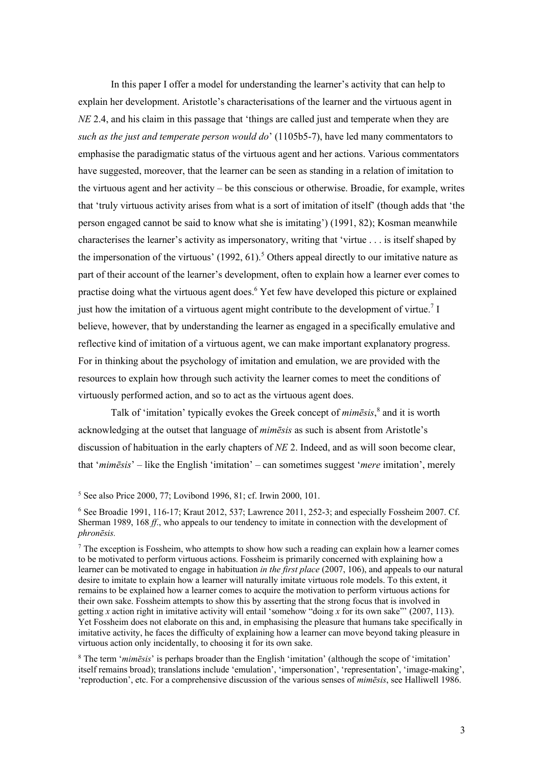In this paper I offer a model for understanding the learner's activity that can help to explain her development. Aristotle's characterisations of the learner and the virtuous agent in *NE* 2.4, and his claim in this passage that 'things are called just and temperate when they are *such as the just and temperate person would do*' (1105b5-7), have led many commentators to emphasise the paradigmatic status of the virtuous agent and her actions. Various commentators have suggested, moreover, that the learner can be seen as standing in a relation of imitation to the virtuous agent and her activity – be this conscious or otherwise. Broadie, for example, writes that 'truly virtuous activity arises from what is a sort of imitation of itself' (though adds that 'the person engaged cannot be said to know what she is imitating') (1991, 82); Kosman meanwhile characterises the learner's activity as impersonatory, writing that 'virtue . . . is itself shaped by the impersonation of the virtuous' (1992, 61).[5] Others appeal directly to our imitative nature as part of their account of the learner's development, often to explain how a learner ever comes to practise doing what the virtuous agent does.[6] Yet few have developed this picture or explained just how the imitation of a virtuous agent might contribute to the development of virtue.[7] I believe, however, that by understanding the learner as engaged in a specifically emulative and reflective kind of imitation of a virtuous agent, we can make important explanatory progress. For in thinking about the psychology of imitation and emulation, we are provided with the resources to explain how through such activity the learner comes to meet the conditions of virtuously performed action, and so to act as the virtuous agent does.

Talk of 'imitation' typically evokes the Greek concept of *mimēsis*,[8] and it is worth acknowledging at the outset that language of *mimēsis* as such is absent from Aristotle's discussion of habituation in the early chapters of *NE* 2. Indeed, and as will soon become clear, that '*mimēsis*' – like the English 'imitation' – can sometimes suggest '*mere* imitation', merely

[5] See also Price 2000, 77; Lovibond 1996, 81; cf. Irwin 2000, 101.

[6] See Broadie 1991, 116-17; Kraut 2012, 537; Lawrence 2011, 252-3; and especially Fossheim 2007. Cf. Sherman 1989, 168 *ff*., who appeals to our tendency to imitate in connection with the development of *phronēsis.*

[7] The exception is Fossheim, who attempts to show how such a reading can explain how a learner comes to be motivated to perform virtuous actions. Fossheim is primarily concerned with explaining how a learner can be motivated to engage in habituation *in the first place* (2007, 106), and appeals to our natural desire to imitate to explain how a learner will naturally imitate virtuous role models. To this extent, it remains to be explained how a learner comes to acquire the motivation to perform virtuous actions for their own sake. Fossheim attempts to show this by asserting that the strong focus that is involved in getting *x* action right in imitative activity will entail 'somehow "doing *x* for its own sake"' (2007, 113). Yet Fossheim does not elaborate on this and, in emphasising the pleasure that humans take specifically in imitative activity, he faces the difficulty of explaining how a learner can move beyond taking pleasure in virtuous action only incidentally, to choosing it for its own sake.

[8] The term '*mimēsis*' is perhaps broader than the English 'imitation' (although the scope of 'imitation' itself remains broad); translations include 'emulation', 'impersonation', 'representation', 'image-making', 'reproduction', etc. For a comprehensive discussion of the various senses of *mimēsis*, see Halliwell 1986.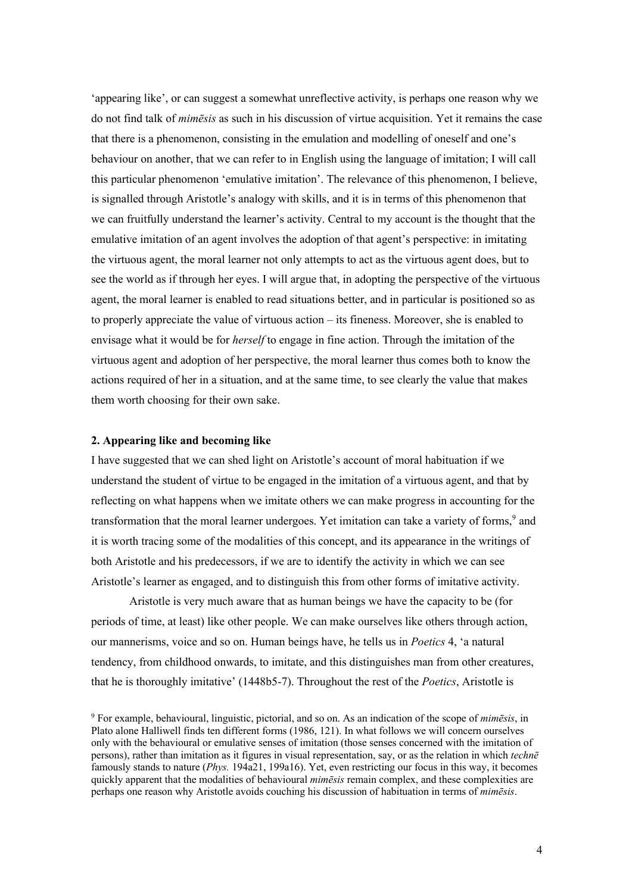'appearing like', or can suggest a somewhat unreflective activity, is perhaps one reason why we do not find talk of *mimēsis* as such in his discussion of virtue acquisition. Yet it remains the case that there is a phenomenon, consisting in the emulation and modelling of oneself and one's behaviour on another, that we can refer to in English using the language of imitation; I will call this particular phenomenon 'emulative imitation'. The relevance of this phenomenon, I believe, is signalled through Aristotle's analogy with skills, and it is in terms of this phenomenon that we can fruitfully understand the learner's activity. Central to my account is the thought that the emulative imitation of an agent involves the adoption of that agent's perspective: in imitating the virtuous agent, the moral learner not only attempts to act as the virtuous agent does, but to see the world as if through her eyes. I will argue that, in adopting the perspective of the virtuous agent, the moral learner is enabled to read situations better, and in particular is positioned so as to properly appreciate the value of virtuous action – its fineness. Moreover, she is enabled to envisage what it would be for *herself* to engage in fine action. Through the imitation of the virtuous agent and adoption of her perspective, the moral learner thus comes both to know the actions required of her in a situation, and at the same time, to see clearly the value that makes them worth choosing for their own sake.

## 2. Appearing like and becoming like

I have suggested that we can shed light on Aristotle's account of moral habituation if we understand the student of virtue to be engaged in the imitation of a virtuous agent, and that by reflecting on what happens when we imitate others we can make progress in accounting for the transformation that the moral learner undergoes. Yet imitation can take a variety of forms,[9] and it is worth tracing some of the modalities of this concept, and its appearance in the writings of both Aristotle and his predecessors, if we are to identify the activity in which we can see Aristotle's learner as engaged, and to distinguish this from other forms of imitative activity.

Aristotle is very much aware that as human beings we have the capacity to be (for periods of time, at least) like other people. We can make ourselves like others through action, our mannerisms, voice and so on. Human beings have, he tells us in *Poetics* 4, 'a natural tendency, from childhood onwards, to imitate, and this distinguishes man from other creatures, that he is thoroughly imitative' (1448b5-7). Throughout the rest of the *Poetics*, Aristotle is

[9] For example, behavioural, linguistic, pictorial, and so on. As an indication of the scope of *mimēsis*, in Plato alone Halliwell finds ten different forms (1986, 121). In what follows we will concern ourselves only with the behavioural or emulative senses of imitation (those senses concerned with the imitation of persons), rather than imitation as it figures in visual representation, say, or as the relation in which *technē* famously stands to nature (*Phys.* 194a21, 199a16). Yet, even restricting our focus in this way, it becomes quickly apparent that the modalities of behavioural *mimēsis* remain complex, and these complexities are perhaps one reason why Aristotle avoids couching his discussion of habituation in terms of *mimēsis*.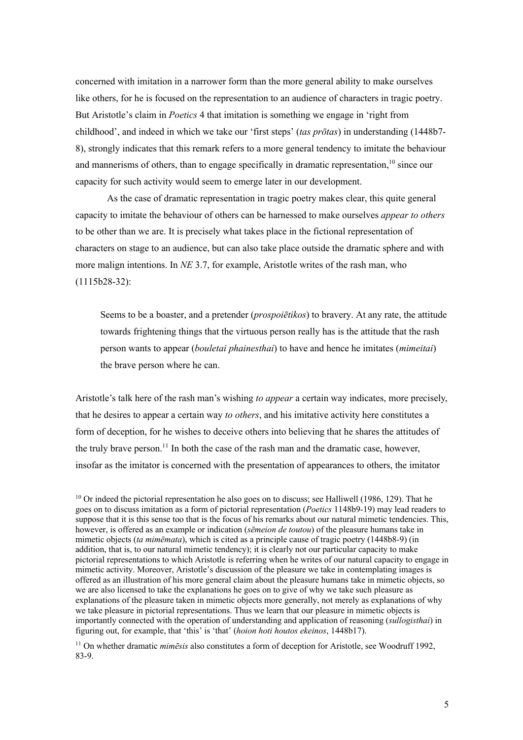concerned with imitation in a narrower form than the more general ability to make ourselves like others, for he is focused on the representation to an audience of characters in tragic poetry. But Aristotle's claim in *Poetics* 4 that imitation is something we engage in 'right from childhood', and indeed in which we take our 'first steps' (*tas prōtas*) in understanding (1448b7-8), strongly indicates that this remark refers to a more general tendency to imitate the behaviour and mannerisms of others, than to engage specifically in dramatic representation,[10] since our capacity for such activity would seem to emerge later in our development.

As the case of dramatic representation in tragic poetry makes clear, this quite general capacity to imitate the behaviour of others can be harnessed to make ourselves *appear to others* to be other than we are. It is precisely what takes place in the fictional representation of characters on stage to an audience, but can also take place outside the dramatic sphere and with more malign intentions. In *NE* 3.7, for example, Aristotle writes of the rash man, who (1115b28-32):

> Seems to be a boaster, and a pretender (*prospoiētikos*) to bravery. At any rate, the attitude towards frightening things that the virtuous person really has is the attitude that the rash person wants to appear (*bouletai phainesthai*) to have and hence he imitates (*mimeitai*) the brave person where he can.

Aristotle's talk here of the rash man's wishing *to appear* a certain way indicates, more precisely, that he desires to appear a certain way *to others*, and his imitative activity here constitutes a form of deception, for he wishes to deceive others into believing that he shares the attitudes of the truly brave person.[11] In both the case of the rash man and the dramatic case, however, insofar as the imitator is concerned with the presentation of appearances to others, the imitator

[10] Or indeed the pictorial representation he also goes on to discuss; see Halliwell (1986, 129). That he goes on to discuss imitation as a form of pictorial representation (*Poetics* 1148b9-19) may lead readers to suppose that it is this sense too that is the focus of his remarks about our natural mimetic tendencies. This, however, is offered as an example or indication (*sēmeion de toutou*) of the pleasure humans take in mimetic objects (*ta mimēmata*), which is cited as a principle cause of tragic poetry (1448b8-9) (in addition, that is, to our natural mimetic tendency); it is clearly not our particular capacity to make pictorial representations to which Aristotle is referring when he writes of our natural capacity to engage in mimetic activity. Moreover, Aristotle's discussion of the pleasure we take in contemplating images is offered as an illustration of his more general claim about the pleasure humans take in mimetic objects, so we are also licensed to take the explanations he goes on to give of why we take such pleasure as explanations of the pleasure taken in mimetic objects more generally, not merely as explanations of why we take pleasure in pictorial representations. Thus we learn that our pleasure in mimetic objects is importantly connected with the operation of understanding and application of reasoning (*sullogisthai*) in figuring out, for example, that 'this' is 'that' (*hoion hoti houtos ekeinos*, 1448b17).

[11] On whether dramatic *mimēsis* also constitutes a form of deception for Aristotle, see Woodruff 1992, 83-9.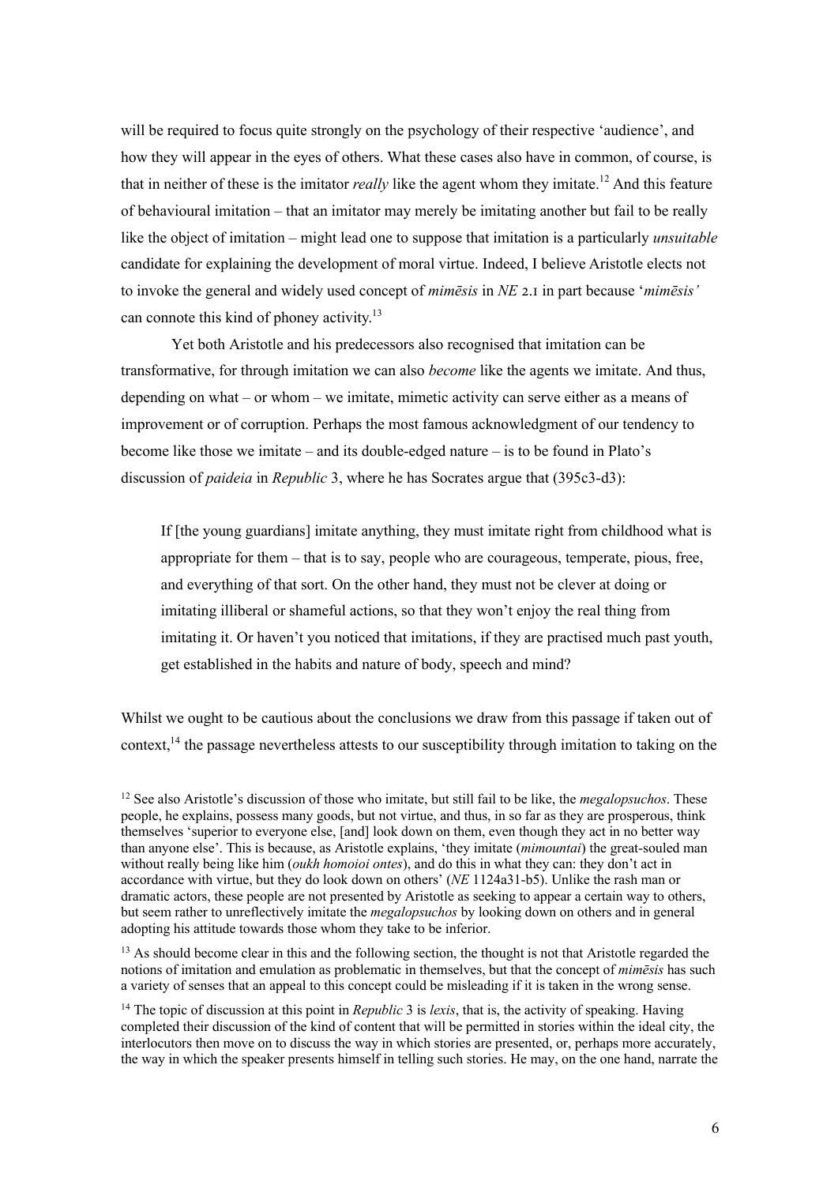will be required to focus quite strongly on the psychology of their respective 'audience', and how they will appear in the eyes of others. What these cases also have in common, of course, is that in neither of these is the imitator *really* like the agent whom they imitate.[12] And this feature of behavioural imitation – that an imitator may merely be imitating another but fail to be really like the object of imitation – might lead one to suppose that imitation is a particularly *unsuitable* candidate for explaining the development of moral virtue. Indeed, I believe Aristotle elects not to invoke the general and widely used concept of *mimēsis* in *NE* 2.1 in part because '*mimēsis'* can connote this kind of phoney activity.[13]

Yet both Aristotle and his predecessors also recognised that imitation can be transformative, for through imitation we can also *become* like the agents we imitate. And thus, depending on what – or whom – we imitate, mimetic activity can serve either as a means of improvement or of corruption. Perhaps the most famous acknowledgment of our tendency to become like those we imitate – and its double-edged nature – is to be found in Plato's discussion of *paideia* in *Republic* 3, where he has Socrates argue that (395c3-d3):

> If [the young guardians] imitate anything, they must imitate right from childhood what is appropriate for them – that is to say, people who are courageous, temperate, pious, free, and everything of that sort. On the other hand, they must not be clever at doing or imitating illiberal or shameful actions, so that they won't enjoy the real thing from imitating it. Or haven't you noticed that imitations, if they are practised much past youth, get established in the habits and nature of body, speech and mind?

Whilst we ought to be cautious about the conclusions we draw from this passage if taken out of context,[14] the passage nevertheless attests to our susceptibility through imitation to taking on the

---

[12] See also Aristotle's discussion of those who imitate, but still fail to be like, the *megalopsuchos*. These people, he explains, possess many goods, but not virtue, and thus, in so far as they are prosperous, think themselves 'superior to everyone else, [and] look down on them, even though they act in no better way than anyone else'. This is because, as Aristotle explains, 'they imitate (*mimountai*) the great-souled man without really being like him (*oukh homoioi ontes*), and do this in what they can: they don't act in accordance with virtue, but they do look down on others' (*NE* 1124a31-b5). Unlike the rash man or dramatic actors, these people are not presented by Aristotle as seeking to appear a certain way to others, but seem rather to unreflectively imitate the *megalopsuchos* by looking down on others and in general adopting his attitude towards those whom they take to be inferior.

[13] As should become clear in this and the following section, the thought is not that Aristotle regarded the notions of imitation and emulation as problematic in themselves, but that the concept of *mimēsis* has such a variety of senses that an appeal to this concept could be misleading if it is taken in the wrong sense.

[14] The topic of discussion at this point in *Republic* 3 is *lexis*, that is, the activity of speaking. Having completed their discussion of the kind of content that will be permitted in stories within the ideal city, the interlocutors then move on to discuss the way in which stories are presented, or, perhaps more accurately, the way in which the speaker presents himself in telling such stories. He may, on the one hand, narrate the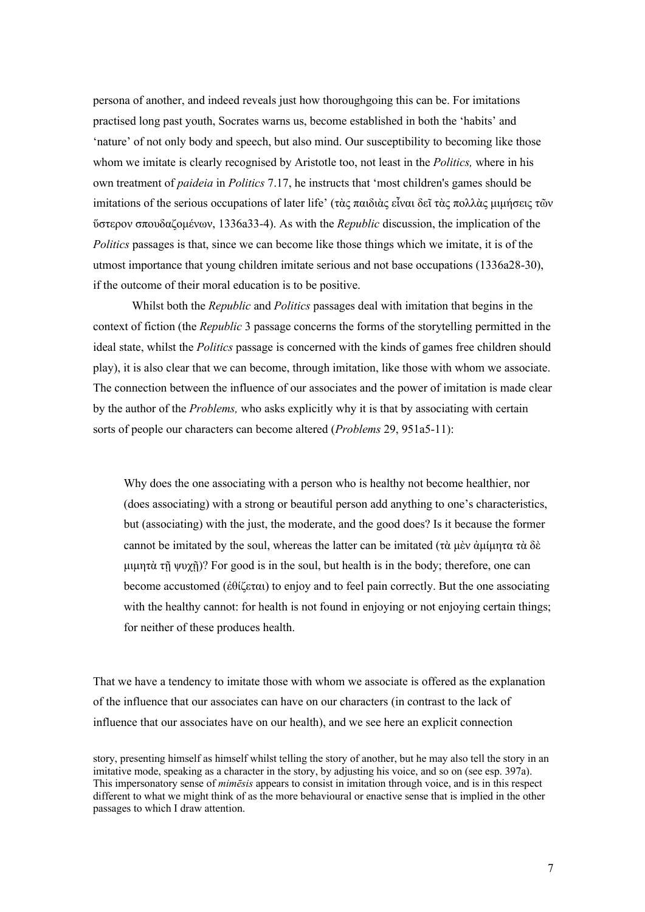persona of another, and indeed reveals just how thoroughgoing this can be. For imitations practised long past youth, Socrates warns us, become established in both the 'habits' and 'nature' of not only body and speech, but also mind. Our susceptibility to becoming like those whom we imitate is clearly recognised by Aristotle too, not least in the *Politics,* where in his own treatment of *paideia* in *Politics* 7.17, he instructs that 'most children's games should be imitations of the serious occupations of later life' (τὰς παιδιὰς εἶναι δεῖ τὰς πολλὰς μιμήσεις τῶν ὕστερον σπουδαζομένων, 1336a33-4). As with the *Republic* discussion, the implication of the *Politics* passages is that, since we can become like those things which we imitate, it is of the utmost importance that young children imitate serious and not base occupations (1336a28-30), if the outcome of their moral education is to be positive.

Whilst both the *Republic* and *Politics* passages deal with imitation that begins in the context of fiction (the *Republic* 3 passage concerns the forms of the storytelling permitted in the ideal state, whilst the *Politics* passage is concerned with the kinds of games free children should play), it is also clear that we can become, through imitation, like those with whom we associate. The connection between the influence of our associates and the power of imitation is made clear by the author of the *Problems,* who asks explicitly why it is that by associating with certain sorts of people our characters can become altered (*Problems* 29, 951a5-11):

> Why does the one associating with a person who is healthy not become healthier, nor (does associating) with a strong or beautiful person add anything to one's characteristics, but (associating) with the just, the moderate, and the good does? Is it because the former cannot be imitated by the soul, whereas the latter can be imitated (τὰ μὲν ἀμίμητα τὰ δὲ μιμητὰ τῇ ψυχῇ)? For good is in the soul, but health is in the body; therefore, one can become accustomed (ἐθίζεται) to enjoy and to feel pain correctly. But the one associating with the healthy cannot: for health is not found in enjoying or not enjoying certain things; for neither of these produces health.

That we have a tendency to imitate those with whom we associate is offered as the explanation of the influence that our associates can have on our characters (in contrast to the lack of influence that our associates have on our health), and we see here an explicit connection

story, presenting himself as himself whilst telling the story of another, but he may also tell the story in an imitative mode, speaking as a character in the story, by adjusting his voice, and so on (see esp. 397a). This impersonatory sense of *mimēsis* appears to consist in imitation through voice, and is in this respect different to what we might think of as the more behavioural or enactive sense that is implied in the other passages to which I draw attention.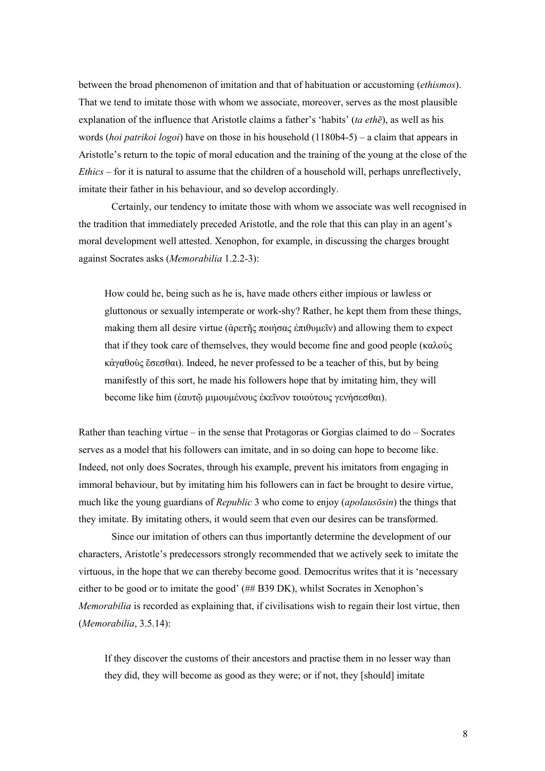between the broad phenomenon of imitation and that of habituation or accustoming (*ethismos*). That we tend to imitate those with whom we associate, moreover, serves as the most plausible explanation of the influence that Aristotle claims a father's 'habits' (*ta ethē*), as well as his words (*hoi patrikoi logoi*) have on those in his household (1180b4-5) – a claim that appears in Aristotle's return to the topic of moral education and the training of the young at the close of the *Ethics* – for it is natural to assume that the children of a household will, perhaps unreflectively, imitate their father in his behaviour, and so develop accordingly.

Certainly, our tendency to imitate those with whom we associate was well recognised in the tradition that immediately preceded Aristotle, and the role that this can play in an agent's moral development well attested. Xenophon, for example, in discussing the charges brought against Socrates asks (*Memorabilia* 1.2.2-3):

> How could he, being such as he is, have made others either impious or lawless or gluttonous or sexually intemperate or work-shy? Rather, he kept them from these things, making them all desire virtue (ἀρετῆς ποιήσας ἐπιθυμεῖν) and allowing them to expect that if they took care of themselves, they would become fine and good people (καλοὺς κἀγαθοὺς ἔσεσθαι). Indeed, he never professed to be a teacher of this, but by being manifestly of this sort, he made his followers hope that by imitating him, they will become like him (ἑαυτῷ μιμουμένους ἐκεῖνον τοιούτους γενήσεσθαι).

Rather than teaching virtue – in the sense that Protagoras or Gorgias claimed to do – Socrates serves as a model that his followers can imitate, and in so doing can hope to become like. Indeed, not only does Socrates, through his example, prevent his imitators from engaging in immoral behaviour, but by imitating him his followers can in fact be brought to desire virtue, much like the young guardians of *Republic* 3 who come to enjoy (*apolausōsin*) the things that they imitate. By imitating others, it would seem that even our desires can be transformed.

Since our imitation of others can thus importantly determine the development of our characters, Aristotle's predecessors strongly recommended that we actively seek to imitate the virtuous, in the hope that we can thereby become good. Democritus writes that it is 'necessary either to be good or to imitate the good' (## B39 DK), whilst Socrates in Xenophon's *Memorabilia* is recorded as explaining that, if civilisations wish to regain their lost virtue, then (*Memorabilia*, 3.5.14):

> If they discover the customs of their ancestors and practise them in no lesser way than they did, they will become as good as they were; or if not, they [should] imitate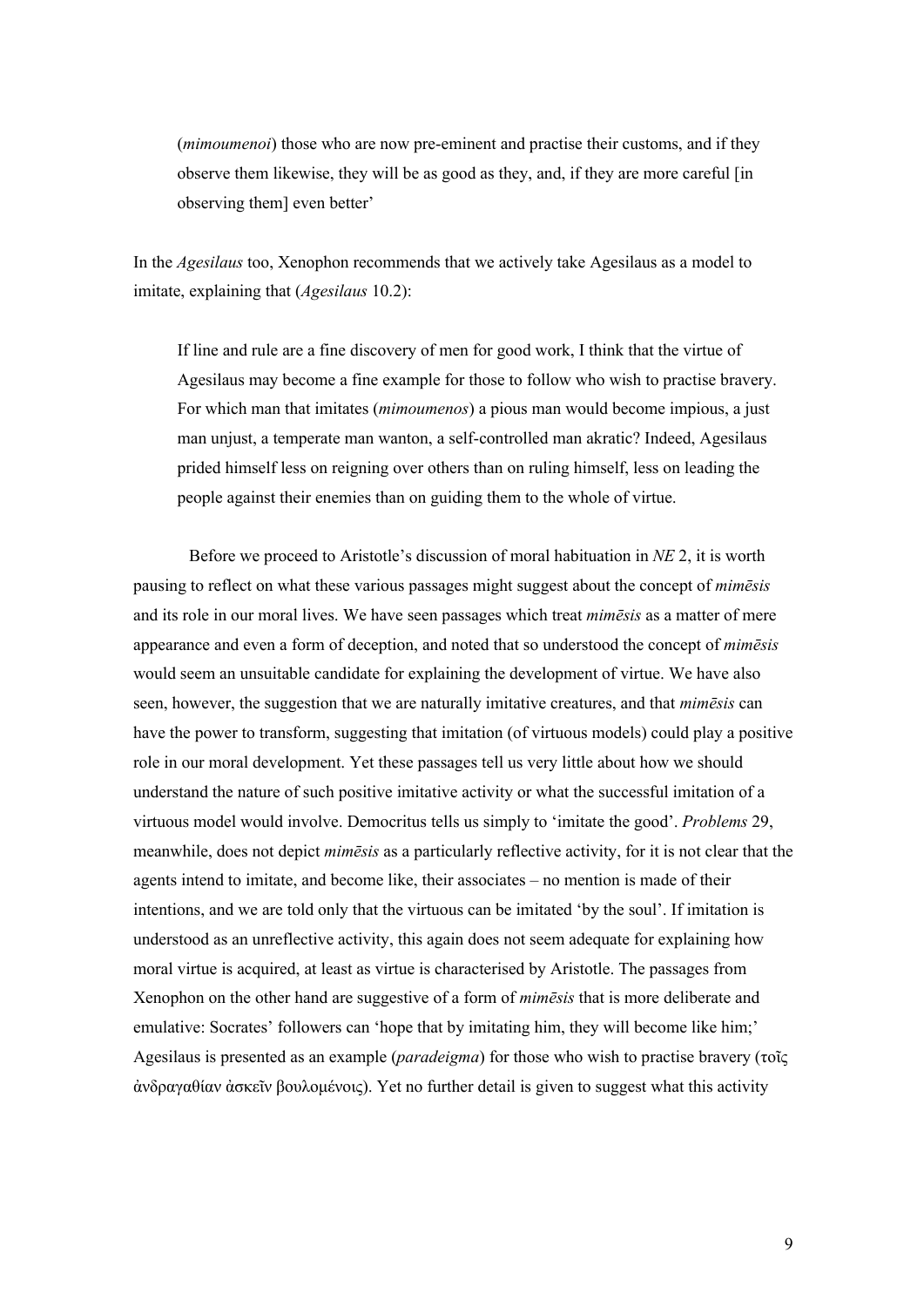> (*mimoumenoi*) those who are now pre-eminent and practise their customs, and if they observe them likewise, they will be as good as they, and, if they are more careful [in observing them] even better'

In the *Agesilaus* too, Xenophon recommends that we actively take Agesilaus as a model to imitate, explaining that (*Agesilaus* 10.2):

> If line and rule are a fine discovery of men for good work, I think that the virtue of Agesilaus may become a fine example for those to follow who wish to practise bravery. For which man that imitates (*mimoumenos*) a pious man would become impious, a just man unjust, a temperate man wanton, a self-controlled man akratic? Indeed, Agesilaus prided himself less on reigning over others than on ruling himself, less on leading the people against their enemies than on guiding them to the whole of virtue.

Before we proceed to Aristotle's discussion of moral habituation in *NE* 2, it is worth pausing to reflect on what these various passages might suggest about the concept of *mimēsis* and its role in our moral lives. We have seen passages which treat *mimēsis* as a matter of mere appearance and even a form of deception, and noted that so understood the concept of *mimēsis* would seem an unsuitable candidate for explaining the development of virtue. We have also seen, however, the suggestion that we are naturally imitative creatures, and that *mimēsis* can have the power to transform, suggesting that imitation (of virtuous models) could play a positive role in our moral development. Yet these passages tell us very little about how we should understand the nature of such positive imitative activity or what the successful imitation of a virtuous model would involve. Democritus tells us simply to 'imitate the good'. *Problems* 29, meanwhile, does not depict *mimēsis* as a particularly reflective activity, for it is not clear that the agents intend to imitate, and become like, their associates – no mention is made of their intentions, and we are told only that the virtuous can be imitated 'by the soul'. If imitation is understood as an unreflective activity, this again does not seem adequate for explaining how moral virtue is acquired, at least as virtue is characterised by Aristotle. The passages from Xenophon on the other hand are suggestive of a form of *mimēsis* that is more deliberate and emulative: Socrates' followers can 'hope that by imitating him, they will become like him;' Agesilaus is presented as an example (*paradeigma*) for those who wish to practise bravery (τοῖς ἀνδραγαθίαν ἀσκεῖν βουλομένοις). Yet no further detail is given to suggest what this activity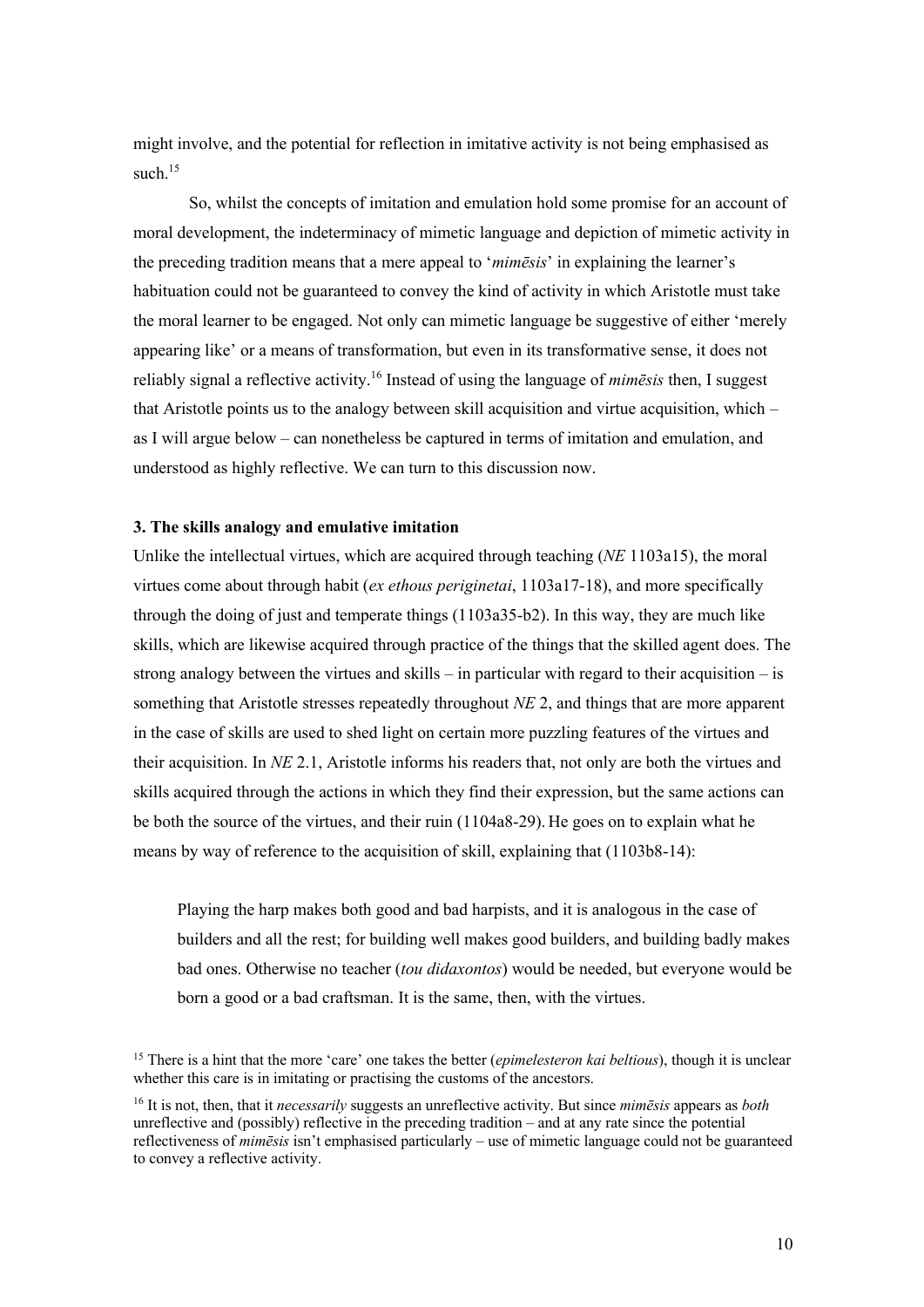might involve, and the potential for reflection in imitative activity is not being emphasised as such.[15]

So, whilst the concepts of imitation and emulation hold some promise for an account of moral development, the indeterminacy of mimetic language and depiction of mimetic activity in the preceding tradition means that a mere appeal to '*mimēsis*' in explaining the learner's habituation could not be guaranteed to convey the kind of activity in which Aristotle must take the moral learner to be engaged. Not only can mimetic language be suggestive of either 'merely appearing like' or a means of transformation, but even in its transformative sense, it does not reliably signal a reflective activity.[16] Instead of using the language of *mimēsis* then, I suggest that Aristotle points us to the analogy between skill acquisition and virtue acquisition, which – as I will argue below – can nonetheless be captured in terms of imitation and emulation, and understood as highly reflective. We can turn to this discussion now.

### 3. The skills analogy and emulative imitation

Unlike the intellectual virtues, which are acquired through teaching (*NE* 1103a15), the moral virtues come about through habit (*ex ethous periginetai*, 1103a17-18), and more specifically through the doing of just and temperate things (1103a35-b2). In this way, they are much like skills, which are likewise acquired through practice of the things that the skilled agent does. The strong analogy between the virtues and skills – in particular with regard to their acquisition – is something that Aristotle stresses repeatedly throughout *NE* 2, and things that are more apparent in the case of skills are used to shed light on certain more puzzling features of the virtues and their acquisition. In *NE* 2.1, Aristotle informs his readers that, not only are both the virtues and skills acquired through the actions in which they find their expression, but the same actions can be both the source of the virtues, and their ruin (1104a8-29). He goes on to explain what he means by way of reference to the acquisition of skill, explaining that (1103b8-14):

> Playing the harp makes both good and bad harpists, and it is analogous in the case of builders and all the rest; for building well makes good builders, and building badly makes bad ones. Otherwise no teacher (*tou didaxontos*) would be needed, but everyone would be born a good or a bad craftsman. It is the same, then, with the virtues.

[15] There is a hint that the more 'care' one takes the better (*epimelesteron kai beltious*), though it is unclear whether this care is in imitating or practising the customs of the ancestors.

[16] It is not, then, that it *necessarily* suggests an unreflective activity. But since *mimēsis* appears as *both* unreflective and (possibly) reflective in the preceding tradition – and at any rate since the potential reflectiveness of *mimēsis* isn't emphasised particularly – use of mimetic language could not be guaranteed to convey a reflective activity.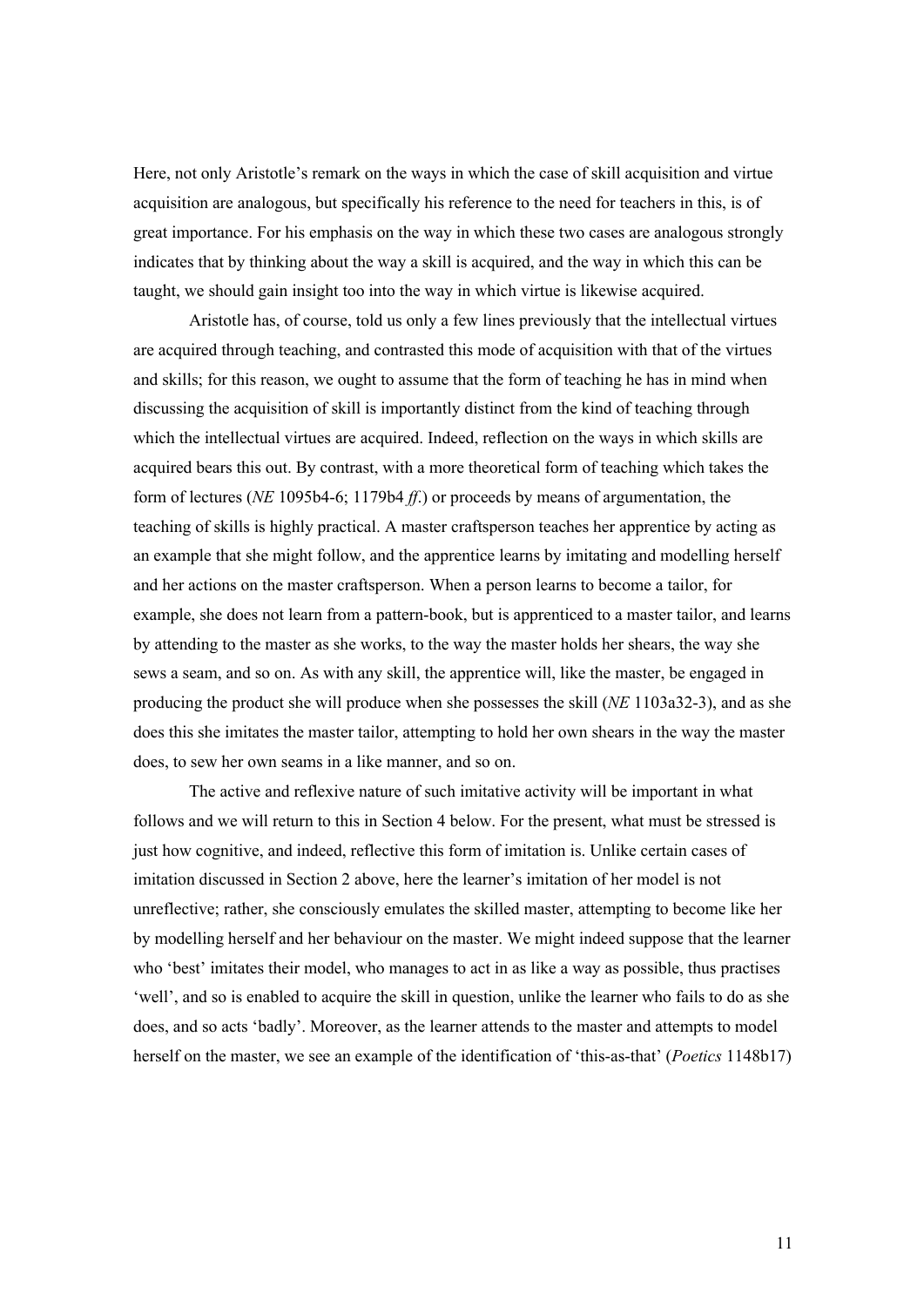Here, not only Aristotle's remark on the ways in which the case of skill acquisition and virtue acquisition are analogous, but specifically his reference to the need for teachers in this, is of great importance. For his emphasis on the way in which these two cases are analogous strongly indicates that by thinking about the way a skill is acquired, and the way in which this can be taught, we should gain insight too into the way in which virtue is likewise acquired.

Aristotle has, of course, told us only a few lines previously that the intellectual virtues are acquired through teaching, and contrasted this mode of acquisition with that of the virtues and skills; for this reason, we ought to assume that the form of teaching he has in mind when discussing the acquisition of skill is importantly distinct from the kind of teaching through which the intellectual virtues are acquired. Indeed, reflection on the ways in which skills are acquired bears this out. By contrast, with a more theoretical form of teaching which takes the form of lectures (*NE* 1095b4-6; 1179b4 *ff*.) or proceeds by means of argumentation, the teaching of skills is highly practical. A master craftsperson teaches her apprentice by acting as an example that she might follow, and the apprentice learns by imitating and modelling herself and her actions on the master craftsperson. When a person learns to become a tailor, for example, she does not learn from a pattern-book, but is apprenticed to a master tailor, and learns by attending to the master as she works, to the way the master holds her shears, the way she sews a seam, and so on. As with any skill, the apprentice will, like the master, be engaged in producing the product she will produce when she possesses the skill (*NE* 1103a32-3), and as she does this she imitates the master tailor, attempting to hold her own shears in the way the master does, to sew her own seams in a like manner, and so on.

The active and reflexive nature of such imitative activity will be important in what follows and we will return to this in Section 4 below. For the present, what must be stressed is just how cognitive, and indeed, reflective this form of imitation is. Unlike certain cases of imitation discussed in Section 2 above, here the learner's imitation of her model is not unreflective; rather, she consciously emulates the skilled master, attempting to become like her by modelling herself and her behaviour on the master. We might indeed suppose that the learner who 'best' imitates their model, who manages to act in as like a way as possible, thus practises 'well', and so is enabled to acquire the skill in question, unlike the learner who fails to do as she does, and so acts 'badly'. Moreover, as the learner attends to the master and attempts to model herself on the master, we see an example of the identification of 'this-as-that' (*Poetics* 1148b17)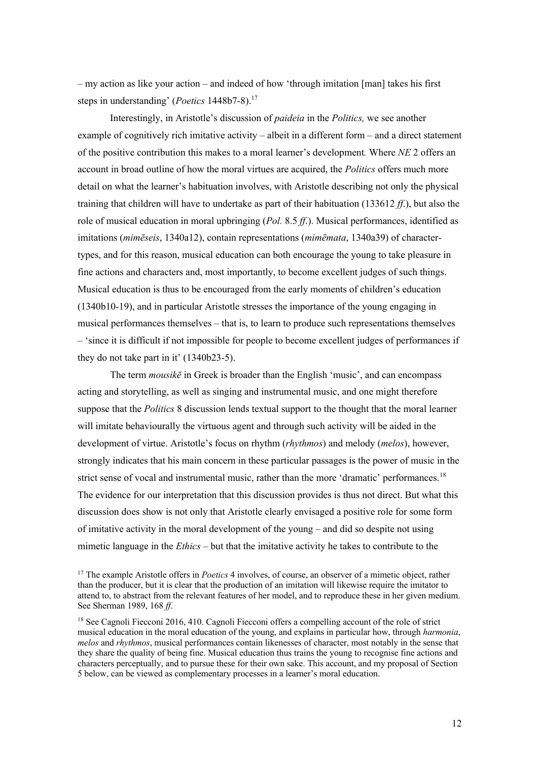– my action as like your action – and indeed of how 'through imitation [man] takes his first steps in understanding' (*Poetics* 1448b7-8).[17]

Interestingly, in Aristotle's discussion of *paideia* in the *Politics,* we see another example of cognitively rich imitative activity – albeit in a different form – and a direct statement of the positive contribution this makes to a moral learner's development*.* Where *NE* 2 offers an account in broad outline of how the moral virtues are acquired, the *Politics* offers much more detail on what the learner's habituation involves, with Aristotle describing not only the physical training that children will have to undertake as part of their habituation (133612 *ff*.), but also the role of musical education in moral upbringing (*Pol.* 8.5 *ff*.). Musical performances, identified as imitations (*mimēseis*, 1340a12), contain representations (*mimēmata*, 1340a39) of character-types, and for this reason, musical education can both encourage the young to take pleasure in fine actions and characters and, most importantly, to become excellent judges of such things. Musical education is thus to be encouraged from the early moments of children's education (1340b10-19), and in particular Aristotle stresses the importance of the young engaging in musical performances themselves – that is, to learn to produce such representations themselves – 'since it is difficult if not impossible for people to become excellent judges of performances if they do not take part in it' (1340b23-5).

The term *mousikē* in Greek is broader than the English 'music', and can encompass acting and storytelling, as well as singing and instrumental music, and one might therefore suppose that the *Politics* 8 discussion lends textual support to the thought that the moral learner will imitate behaviourally the virtuous agent and through such activity will be aided in the development of virtue. Aristotle's focus on rhythm (*rhythmos*) and melody (*melos*), however, strongly indicates that his main concern in these particular passages is the power of music in the strict sense of vocal and instrumental music, rather than the more 'dramatic' performances.[18] The evidence for our interpretation that this discussion provides is thus not direct. But what this discussion does show is not only that Aristotle clearly envisaged a positive role for some form of imitative activity in the moral development of the young – and did so despite not using mimetic language in the *Ethics* – but that the imitative activity he takes to contribute to the

[17] The example Aristotle offers in *Poetics* 4 involves, of course, an observer of a mimetic object, rather than the producer, but it is clear that the production of an imitation will likewise require the imitator to attend to, to abstract from the relevant features of her model, and to reproduce these in her given medium. See Sherman 1989, 168 *ff*.

[18] See Cagnoli Fiecconi 2016, 410. Cagnoli Fiecconi offers a compelling account of the role of strict musical education in the moral education of the young, and explains in particular how, through *harmonia*, *melos* and *rhythmos*, musical performances contain likenesses of character, most notably in the sense that they share the quality of being fine. Musical education thus trains the young to recognise fine actions and characters perceptually, and to pursue these for their own sake. This account, and my proposal of Section 5 below, can be viewed as complementary processes in a learner's moral education.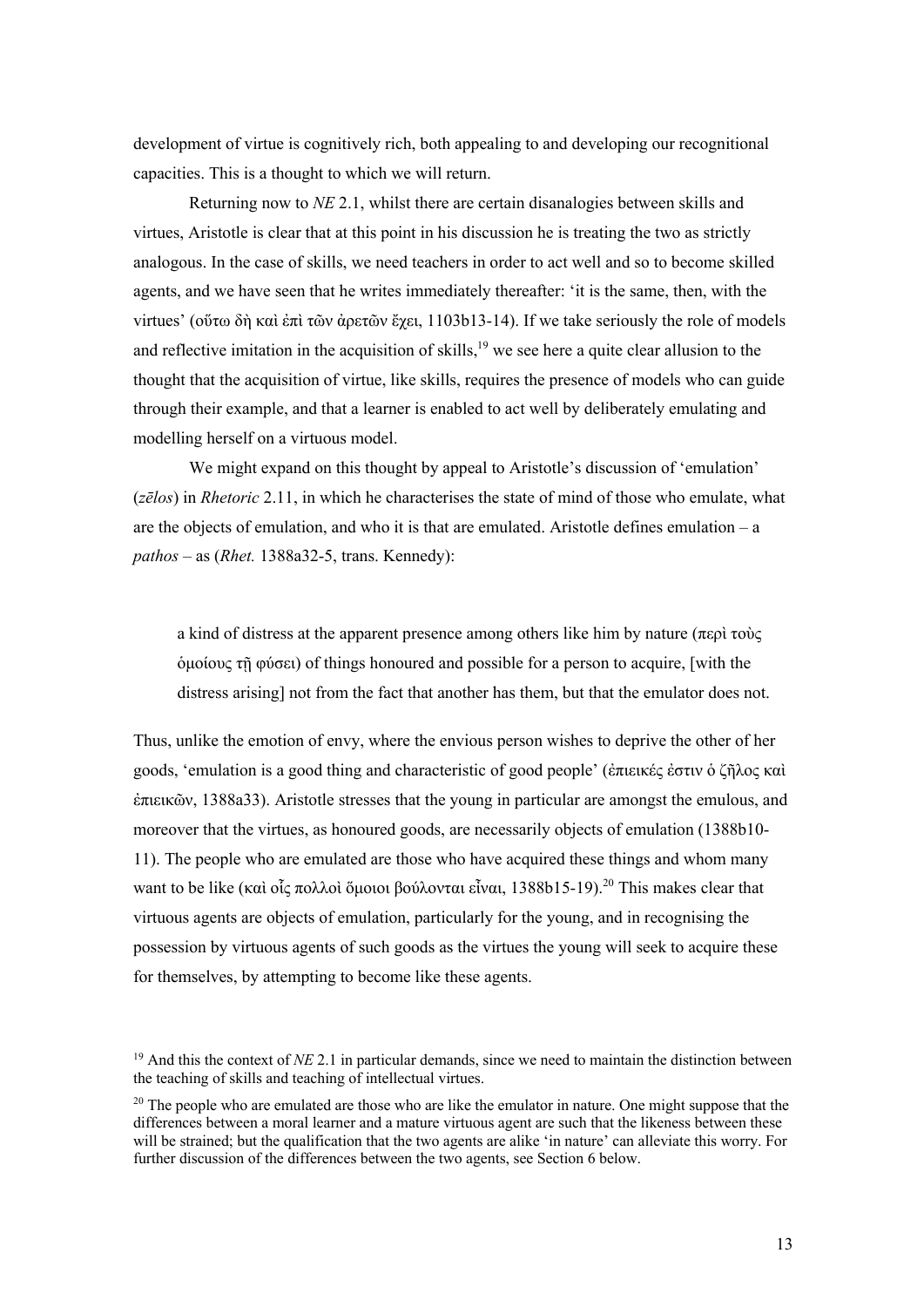development of virtue is cognitively rich, both appealing to and developing our recognitional capacities. This is a thought to which we will return.

Returning now to *NE* 2.1, whilst there are certain disanalogies between skills and virtues, Aristotle is clear that at this point in his discussion he is treating the two as strictly analogous. In the case of skills, we need teachers in order to act well and so to become skilled agents, and we have seen that he writes immediately thereafter: 'it is the same, then, with the virtues' (οὕτω δὴ καὶ ἐπὶ τῶν ἀρετῶν ἔχει, 1103b13-14). If we take seriously the role of models and reflective imitation in the acquisition of skills,[19] we see here a quite clear allusion to the thought that the acquisition of virtue, like skills, requires the presence of models who can guide through their example, and that a learner is enabled to act well by deliberately emulating and modelling herself on a virtuous model.

We might expand on this thought by appeal to Aristotle's discussion of 'emulation' (*zēlos*) in *Rhetoric* 2.11, in which he characterises the state of mind of those who emulate, what are the objects of emulation, and who it is that are emulated. Aristotle defines emulation – a *pathos* – as (*Rhet.* 1388a32-5, trans. Kennedy):

> a kind of distress at the apparent presence among others like him by nature (περὶ τοὺς ὁμοίους τῇ φύσει) of things honoured and possible for a person to acquire, [with the distress arising] not from the fact that another has them, but that the emulator does not.

Thus, unlike the emotion of envy, where the envious person wishes to deprive the other of her goods, 'emulation is a good thing and characteristic of good people' (ἐπιεικές ἐστιν ὁ ζῆλος καὶ ἐπιεικῶν, 1388a33). Aristotle stresses that the young in particular are amongst the emulous, and moreover that the virtues, as honoured goods, are necessarily objects of emulation (1388b10-11). The people who are emulated are those who have acquired these things and whom many want to be like (καὶ οἷς πολλοὶ ὅμοιοι βούλονται εἶναι, 1388b15-19).[20] This makes clear that virtuous agents are objects of emulation, particularly for the young, and in recognising the possession by virtuous agents of such goods as the virtues the young will seek to acquire these for themselves, by attempting to become like these agents.

---

[19] And this the context of *NE* 2.1 in particular demands, since we need to maintain the distinction between the teaching of skills and teaching of intellectual virtues.

[20] The people who are emulated are those who are like the emulator in nature. One might suppose that the differences between a moral learner and a mature virtuous agent are such that the likeness between these will be strained; but the qualification that the two agents are alike 'in nature' can alleviate this worry. For further discussion of the differences between the two agents, see Section 6 below.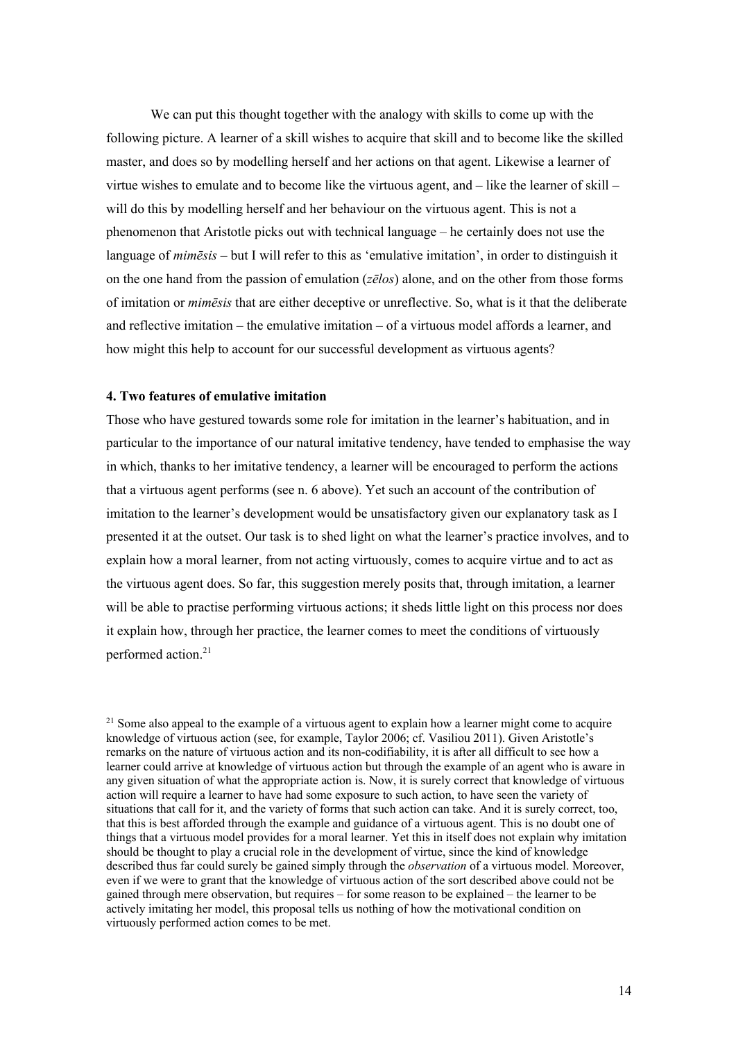We can put this thought together with the analogy with skills to come up with the following picture. A learner of a skill wishes to acquire that skill and to become like the skilled master, and does so by modelling herself and her actions on that agent. Likewise a learner of virtue wishes to emulate and to become like the virtuous agent, and – like the learner of skill – will do this by modelling herself and her behaviour on the virtuous agent. This is not a phenomenon that Aristotle picks out with technical language – he certainly does not use the language of *mimēsis* – but I will refer to this as 'emulative imitation', in order to distinguish it on the one hand from the passion of emulation (*zēlos*) alone, and on the other from those forms of imitation or *mimēsis* that are either deceptive or unreflective. So, what is it that the deliberate and reflective imitation – the emulative imitation – of a virtuous model affords a learner, and how might this help to account for our successful development as virtuous agents?

## 4. Two features of emulative imitation

Those who have gestured towards some role for imitation in the learner's habituation, and in particular to the importance of our natural imitative tendency, have tended to emphasise the way in which, thanks to her imitative tendency, a learner will be encouraged to perform the actions that a virtuous agent performs (see n. 6 above). Yet such an account of the contribution of imitation to the learner's development would be unsatisfactory given our explanatory task as I presented it at the outset. Our task is to shed light on what the learner's practice involves, and to explain how a moral learner, from not acting virtuously, comes to acquire virtue and to act as the virtuous agent does. So far, this suggestion merely posits that, through imitation, a learner will be able to practise performing virtuous actions; it sheds little light on this process nor does it explain how, through her practice, the learner comes to meet the conditions of virtuously performed action.[21]

[21] Some also appeal to the example of a virtuous agent to explain how a learner might come to acquire knowledge of virtuous action (see, for example, Taylor 2006; cf. Vasiliou 2011). Given Aristotle's remarks on the nature of virtuous action and its non-codifiability, it is after all difficult to see how a learner could arrive at knowledge of virtuous action but through the example of an agent who is aware in any given situation of what the appropriate action is. Now, it is surely correct that knowledge of virtuous action will require a learner to have had some exposure to such action, to have seen the variety of situations that call for it, and the variety of forms that such action can take. And it is surely correct, too, that this is best afforded through the example and guidance of a virtuous agent. This is no doubt one of things that a virtuous model provides for a moral learner. Yet this in itself does not explain why imitation should be thought to play a crucial role in the development of virtue, since the kind of knowledge described thus far could surely be gained simply through the *observation* of a virtuous model. Moreover, even if we were to grant that the knowledge of virtuous action of the sort described above could not be gained through mere observation, but requires – for some reason to be explained – the learner to be actively imitating her model, this proposal tells us nothing of how the motivational condition on virtuously performed action comes to be met.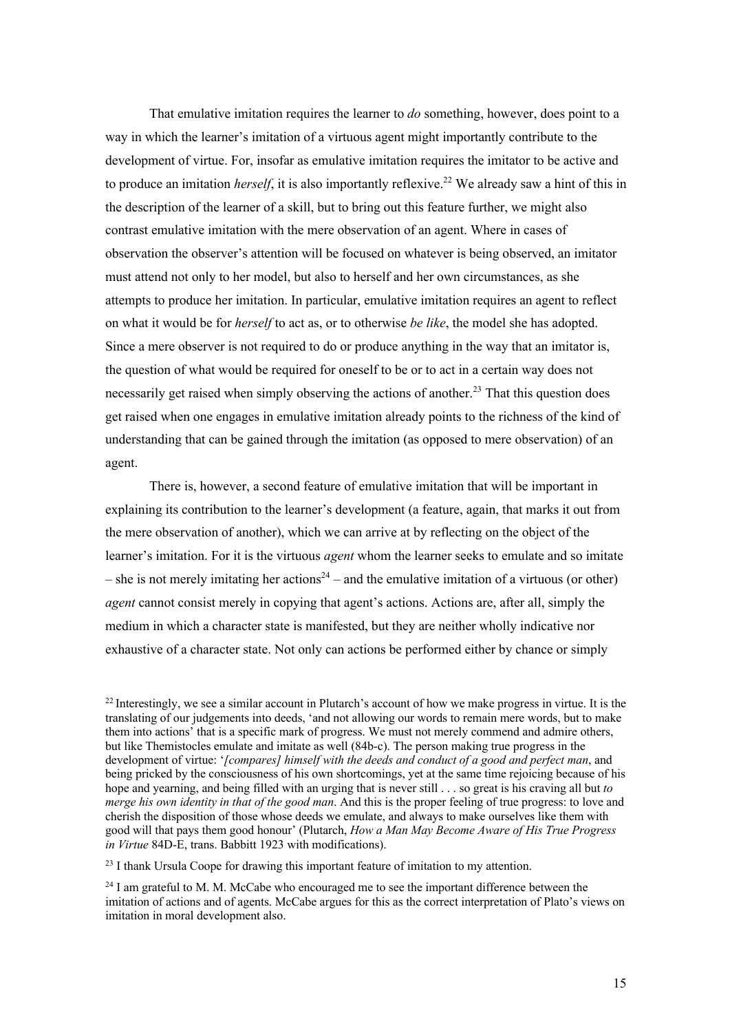That emulative imitation requires the learner to *do* something, however, does point to a way in which the learner's imitation of a virtuous agent might importantly contribute to the development of virtue. For, insofar as emulative imitation requires the imitator to be active and to produce an imitation *herself*, it is also importantly reflexive.[22] We already saw a hint of this in the description of the learner of a skill, but to bring out this feature further, we might also contrast emulative imitation with the mere observation of an agent. Where in cases of observation the observer's attention will be focused on whatever is being observed, an imitator must attend not only to her model, but also to herself and her own circumstances, as she attempts to produce her imitation. In particular, emulative imitation requires an agent to reflect on what it would be for *herself* to act as, or to otherwise *be like*, the model she has adopted. Since a mere observer is not required to do or produce anything in the way that an imitator is, the question of what would be required for oneself to be or to act in a certain way does not necessarily get raised when simply observing the actions of another.[23] That this question does get raised when one engages in emulative imitation already points to the richness of the kind of understanding that can be gained through the imitation (as opposed to mere observation) of an agent.

There is, however, a second feature of emulative imitation that will be important in explaining its contribution to the learner's development (a feature, again, that marks it out from the mere observation of another), which we can arrive at by reflecting on the object of the learner's imitation. For it is the virtuous *agent* whom the learner seeks to emulate and so imitate – she is not merely imitating her actions[24] – and the emulative imitation of a virtuous (or other) *agent* cannot consist merely in copying that agent's actions. Actions are, after all, simply the medium in which a character state is manifested, but they are neither wholly indicative nor exhaustive of a character state. Not only can actions be performed either by chance or simply

[22] Interestingly, we see a similar account in Plutarch's account of how we make progress in virtue. It is the translating of our judgements into deeds, 'and not allowing our words to remain mere words, but to make them into actions' that is a specific mark of progress. We must not merely commend and admire others, but like Themistocles emulate and imitate as well (84b-c). The person making true progress in the development of virtue: '*[compares] himself with the deeds and conduct of a good and perfect man*, and being pricked by the consciousness of his own shortcomings, yet at the same time rejoicing because of his hope and yearning, and being filled with an urging that is never still . . . so great is his craving all but *to merge his own identity in that of the good man*. And this is the proper feeling of true progress: to love and cherish the disposition of those whose deeds we emulate, and always to make ourselves like them with good will that pays them good honour' (Plutarch, *How a Man May Become Aware of His True Progress in Virtue* 84D-E, trans. Babbitt 1923 with modifications).

[23] I thank Ursula Coope for drawing this important feature of imitation to my attention.

[24] I am grateful to M. M. McCabe who encouraged me to see the important difference between the imitation of actions and of agents. McCabe argues for this as the correct interpretation of Plato's views on imitation in moral development also.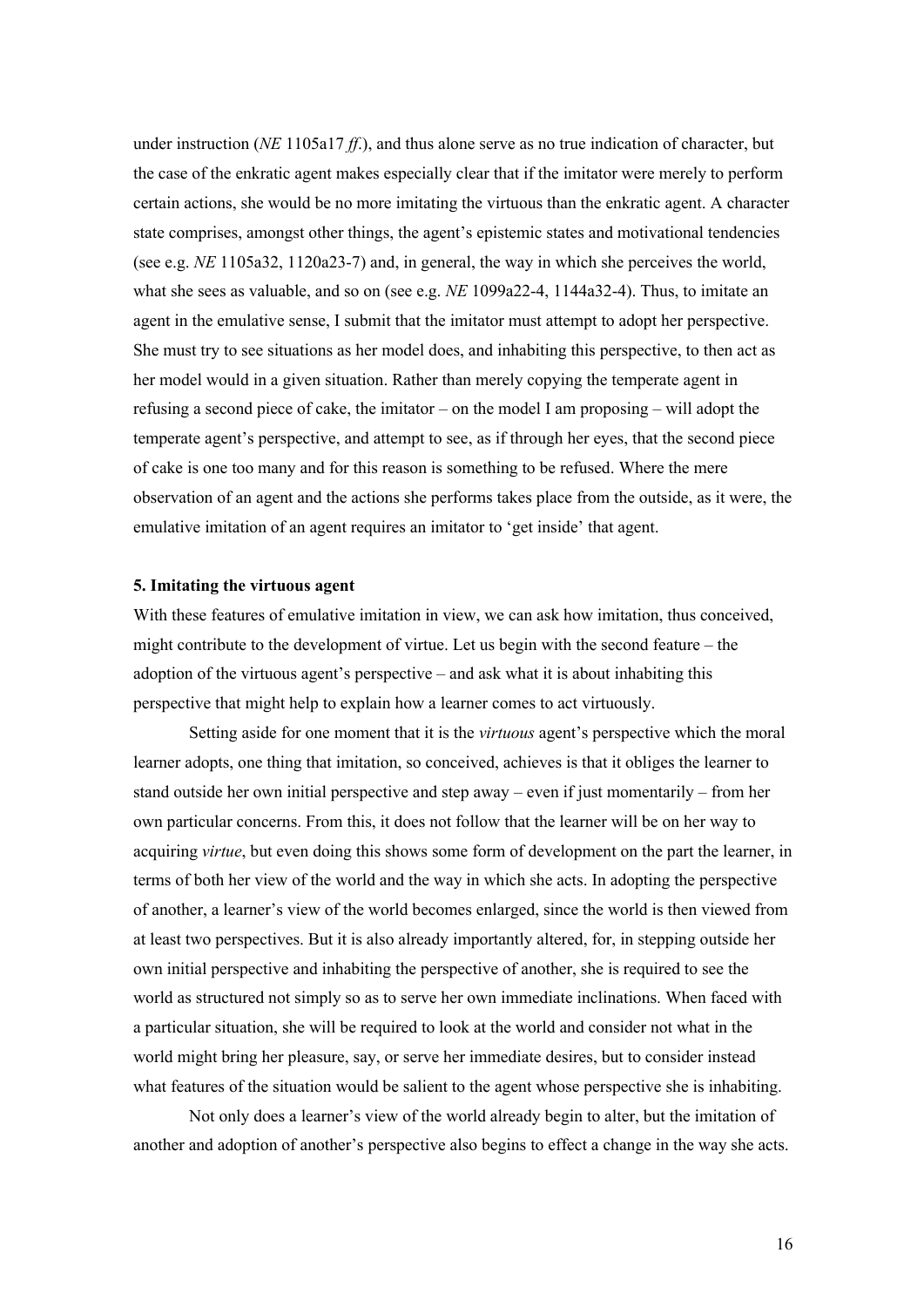under instruction (*NE* 1105a17 *ff*.), and thus alone serve as no true indication of character, but the case of the enkratic agent makes especially clear that if the imitator were merely to perform certain actions, she would be no more imitating the virtuous than the enkratic agent. A character state comprises, amongst other things, the agent's epistemic states and motivational tendencies (see e.g. *NE* 1105a32, 1120a23-7) and, in general, the way in which she perceives the world, what she sees as valuable, and so on (see e.g. *NE* 1099a22-4, 1144a32-4). Thus, to imitate an agent in the emulative sense, I submit that the imitator must attempt to adopt her perspective. She must try to see situations as her model does, and inhabiting this perspective, to then act as her model would in a given situation. Rather than merely copying the temperate agent in refusing a second piece of cake, the imitator – on the model I am proposing – will adopt the temperate agent's perspective, and attempt to see, as if through her eyes, that the second piece of cake is one too many and for this reason is something to be refused. Where the mere observation of an agent and the actions she performs takes place from the outside, as it were, the emulative imitation of an agent requires an imitator to 'get inside' that agent.

**5. Imitating the virtuous agent**

With these features of emulative imitation in view, we can ask how imitation, thus conceived, might contribute to the development of virtue. Let us begin with the second feature – the adoption of the virtuous agent's perspective – and ask what it is about inhabiting this perspective that might help to explain how a learner comes to act virtuously.

Setting aside for one moment that it is the *virtuous* agent's perspective which the moral learner adopts, one thing that imitation, so conceived, achieves is that it obliges the learner to stand outside her own initial perspective and step away – even if just momentarily – from her own particular concerns. From this, it does not follow that the learner will be on her way to acquiring *virtue*, but even doing this shows some form of development on the part the learner, in terms of both her view of the world and the way in which she acts. In adopting the perspective of another, a learner's view of the world becomes enlarged, since the world is then viewed from at least two perspectives. But it is also already importantly altered, for, in stepping outside her own initial perspective and inhabiting the perspective of another, she is required to see the world as structured not simply so as to serve her own immediate inclinations. When faced with a particular situation, she will be required to look at the world and consider not what in the world might bring her pleasure, say, or serve her immediate desires, but to consider instead what features of the situation would be salient to the agent whose perspective she is inhabiting.

Not only does a learner's view of the world already begin to alter, but the imitation of another and adoption of another's perspective also begins to effect a change in the way she acts.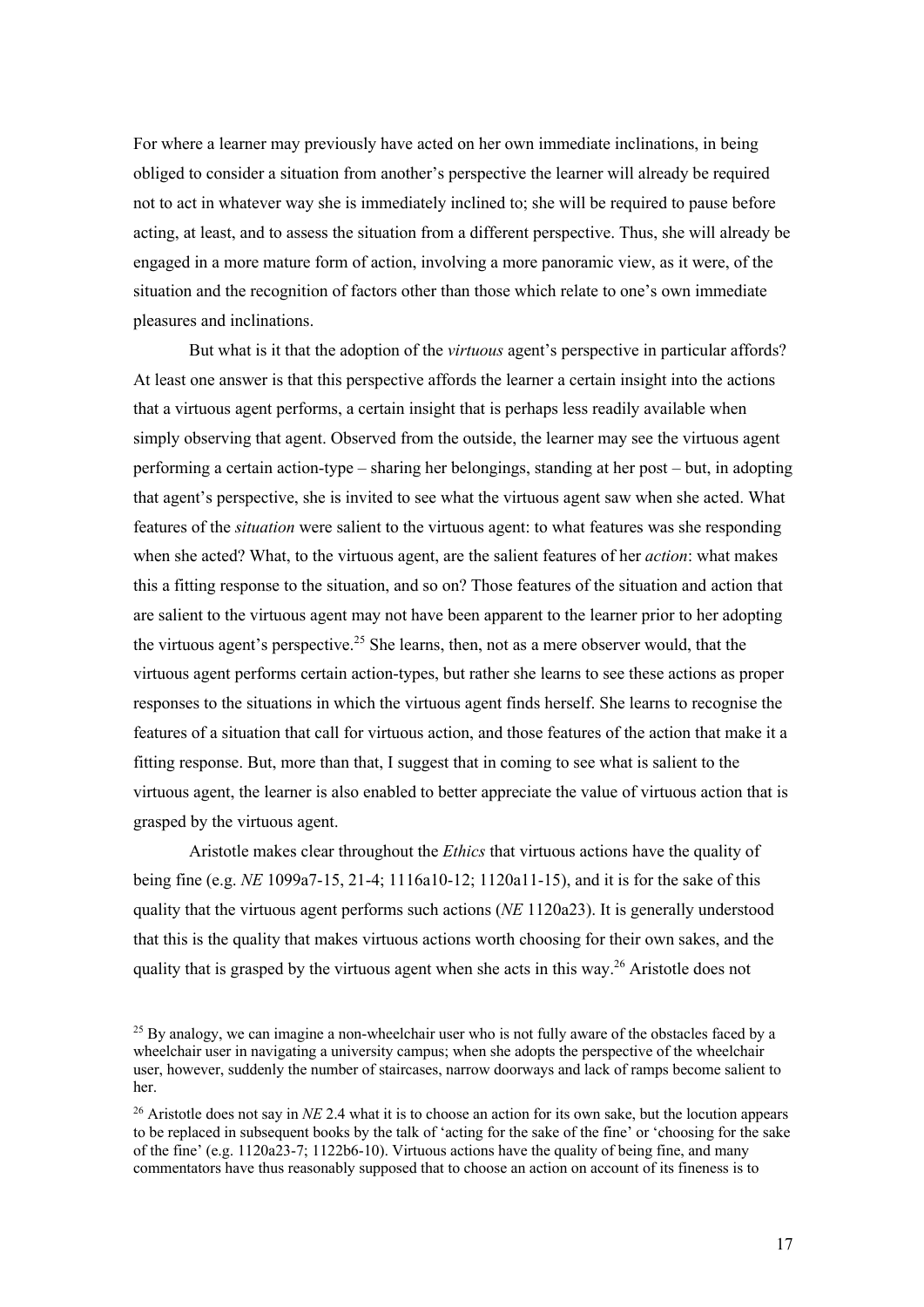For where a learner may previously have acted on her own immediate inclinations, in being obliged to consider a situation from another's perspective the learner will already be required not to act in whatever way she is immediately inclined to; she will be required to pause before acting, at least, and to assess the situation from a different perspective. Thus, she will already be engaged in a more mature form of action, involving a more panoramic view, as it were, of the situation and the recognition of factors other than those which relate to one's own immediate pleasures and inclinations.

But what is it that the adoption of the *virtuous* agent's perspective in particular affords? At least one answer is that this perspective affords the learner a certain insight into the actions that a virtuous agent performs, a certain insight that is perhaps less readily available when simply observing that agent. Observed from the outside, the learner may see the virtuous agent performing a certain action-type – sharing her belongings, standing at her post – but, in adopting that agent's perspective, she is invited to see what the virtuous agent saw when she acted. What features of the *situation* were salient to the virtuous agent: to what features was she responding when she acted? What, to the virtuous agent, are the salient features of her *action*: what makes this a fitting response to the situation, and so on? Those features of the situation and action that are salient to the virtuous agent may not have been apparent to the learner prior to her adopting the virtuous agent's perspective.[25] She learns, then, not as a mere observer would, that the virtuous agent performs certain action-types, but rather she learns to see these actions as proper responses to the situations in which the virtuous agent finds herself. She learns to recognise the features of a situation that call for virtuous action, and those features of the action that make it a fitting response. But, more than that, I suggest that in coming to see what is salient to the virtuous agent, the learner is also enabled to better appreciate the value of virtuous action that is grasped by the virtuous agent.

Aristotle makes clear throughout the *Ethics* that virtuous actions have the quality of being fine (e.g. *NE* 1099a7-15, 21-4; 1116a10-12; 1120a11-15), and it is for the sake of this quality that the virtuous agent performs such actions (*NE* 1120a23). It is generally understood that this is the quality that makes virtuous actions worth choosing for their own sakes, and the quality that is grasped by the virtuous agent when she acts in this way.[26] Aristotle does not

[25] By analogy, we can imagine a non-wheelchair user who is not fully aware of the obstacles faced by a wheelchair user in navigating a university campus; when she adopts the perspective of the wheelchair user, however, suddenly the number of staircases, narrow doorways and lack of ramps become salient to her.

[26] Aristotle does not say in *NE* 2.4 what it is to choose an action for its own sake, but the locution appears to be replaced in subsequent books by the talk of 'acting for the sake of the fine' or 'choosing for the sake of the fine' (e.g. 1120a23-7; 1122b6-10). Virtuous actions have the quality of being fine, and many commentators have thus reasonably supposed that to choose an action on account of its fineness is to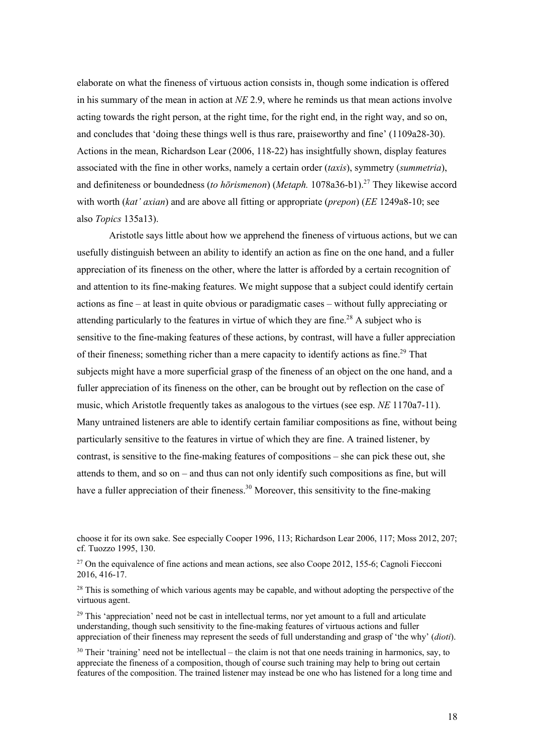elaborate on what the fineness of virtuous action consists in, though some indication is offered in his summary of the mean in action at *NE* 2.9, where he reminds us that mean actions involve acting towards the right person, at the right time, for the right end, in the right way, and so on, and concludes that 'doing these things well is thus rare, praiseworthy and fine' (1109a28-30). Actions in the mean, Richardson Lear (2006, 118-22) has insightfully shown, display features associated with the fine in other works, namely a certain order (*taxis*), symmetry (*summetria*), and definiteness or boundedness (*to hōrismenon*) (*Metaph.* 1078a36-b1).[27] They likewise accord with worth (*kat' axian*) and are above all fitting or appropriate (*prepon*) (*EE* 1249a8-10; see also *Topics* 135a13).

Aristotle says little about how we apprehend the fineness of virtuous actions, but we can usefully distinguish between an ability to identify an action as fine on the one hand, and a fuller appreciation of its fineness on the other, where the latter is afforded by a certain recognition of and attention to its fine-making features. We might suppose that a subject could identify certain actions as fine – at least in quite obvious or paradigmatic cases – without fully appreciating or attending particularly to the features in virtue of which they are fine.[28] A subject who is sensitive to the fine-making features of these actions, by contrast, will have a fuller appreciation of their fineness; something richer than a mere capacity to identify actions as fine.[29] That subjects might have a more superficial grasp of the fineness of an object on the one hand, and a fuller appreciation of its fineness on the other, can be brought out by reflection on the case of music, which Aristotle frequently takes as analogous to the virtues (see esp. *NE* 1170a7-11). Many untrained listeners are able to identify certain familiar compositions as fine, without being particularly sensitive to the features in virtue of which they are fine. A trained listener, by contrast, is sensitive to the fine-making features of compositions – she can pick these out, she attends to them, and so on – and thus can not only identify such compositions as fine, but will have a fuller appreciation of their fineness.[30] Moreover, this sensitivity to the fine-making

---

choose it for its own sake. See especially Cooper 1996, 113; Richardson Lear 2006, 117; Moss 2012, 207; cf. Tuozzo 1995, 130.

[27] On the equivalence of fine actions and mean actions, see also Coope 2012, 155-6; Cagnoli Fiecconi 2016, 416-17.

[28] This is something of which various agents may be capable, and without adopting the perspective of the virtuous agent.

[29] This 'appreciation' need not be cast in intellectual terms, nor yet amount to a full and articulate understanding, though such sensitivity to the fine-making features of virtuous actions and fuller appreciation of their fineness may represent the seeds of full understanding and grasp of 'the why' (*dioti*).

[30] Their 'training' need not be intellectual – the claim is not that one needs training in harmonics, say, to appreciate the fineness of a composition, though of course such training may help to bring out certain features of the composition. The trained listener may instead be one who has listened for a long time and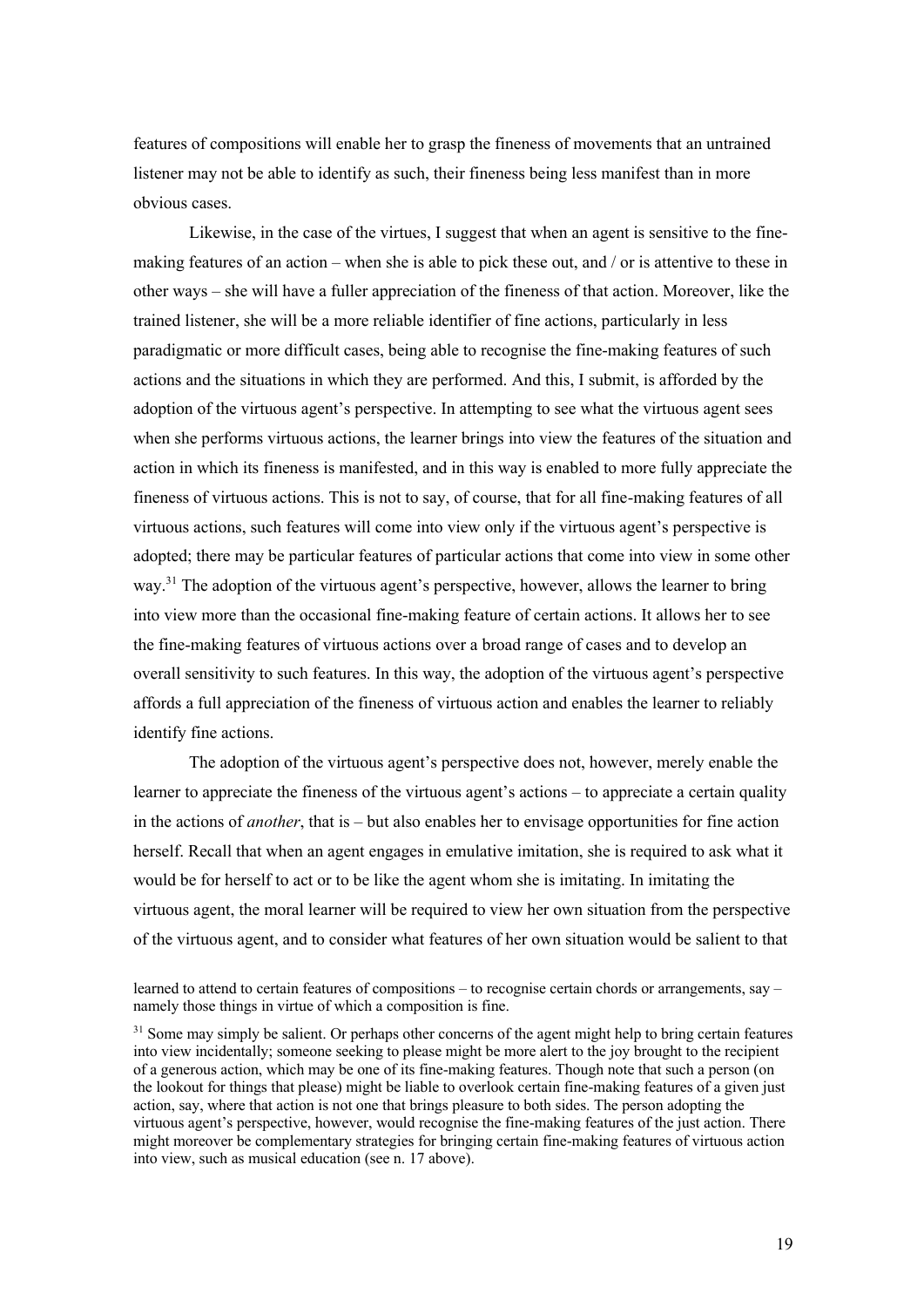features of compositions will enable her to grasp the fineness of movements that an untrained listener may not be able to identify as such, their fineness being less manifest than in more obvious cases.

Likewise, in the case of the virtues, I suggest that when an agent is sensitive to the fine-making features of an action – when she is able to pick these out, and / or is attentive to these in other ways – she will have a fuller appreciation of the fineness of that action. Moreover, like the trained listener, she will be a more reliable identifier of fine actions, particularly in less paradigmatic or more difficult cases, being able to recognise the fine-making features of such actions and the situations in which they are performed. And this, I submit, is afforded by the adoption of the virtuous agent's perspective. In attempting to see what the virtuous agent sees when she performs virtuous actions, the learner brings into view the features of the situation and action in which its fineness is manifested, and in this way is enabled to more fully appreciate the fineness of virtuous actions. This is not to say, of course, that for all fine-making features of all virtuous actions, such features will come into view only if the virtuous agent's perspective is adopted; there may be particular features of particular actions that come into view in some other way.[31] The adoption of the virtuous agent's perspective, however, allows the learner to bring into view more than the occasional fine-making feature of certain actions. It allows her to see the fine-making features of virtuous actions over a broad range of cases and to develop an overall sensitivity to such features. In this way, the adoption of the virtuous agent's perspective affords a full appreciation of the fineness of virtuous action and enables the learner to reliably identify fine actions.

The adoption of the virtuous agent's perspective does not, however, merely enable the learner to appreciate the fineness of the virtuous agent's actions – to appreciate a certain quality in the actions of *another*, that is – but also enables her to envisage opportunities for fine action herself. Recall that when an agent engages in emulative imitation, she is required to ask what it would be for herself to act or to be like the agent whom she is imitating. In imitating the virtuous agent, the moral learner will be required to view her own situation from the perspective of the virtuous agent, and to consider what features of her own situation would be salient to that

learned to attend to certain features of compositions – to recognise certain chords or arrangements, say – namely those things in virtue of which a composition is fine.

[31] Some may simply be salient. Or perhaps other concerns of the agent might help to bring certain features into view incidentally; someone seeking to please might be more alert to the joy brought to the recipient of a generous action, which may be one of its fine-making features. Though note that such a person (on the lookout for things that please) might be liable to overlook certain fine-making features of a given just action, say, where that action is not one that brings pleasure to both sides. The person adopting the virtuous agent's perspective, however, would recognise the fine-making features of the just action. There might moreover be complementary strategies for bringing certain fine-making features of virtuous action into view, such as musical education (see n. 17 above).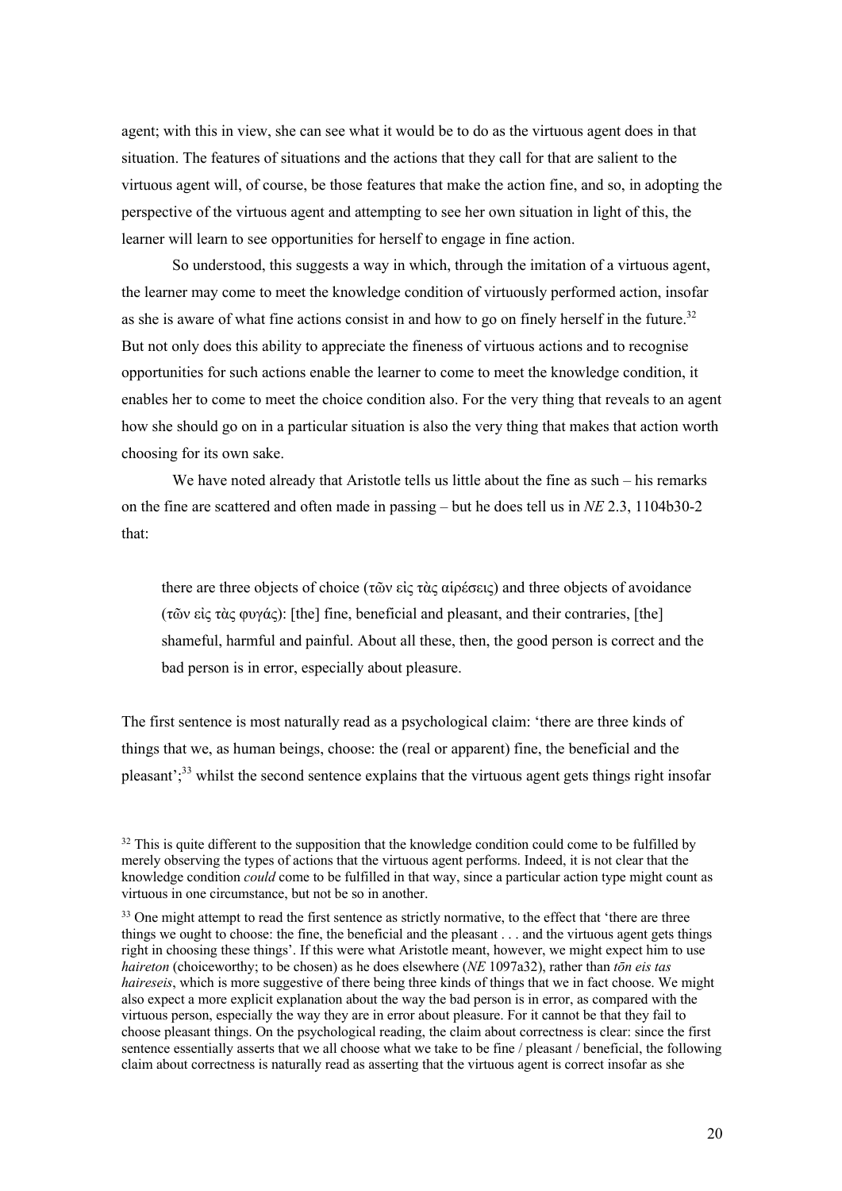agent; with this in view, she can see what it would be to do as the virtuous agent does in that situation. The features of situations and the actions that they call for that are salient to the virtuous agent will, of course, be those features that make the action fine, and so, in adopting the perspective of the virtuous agent and attempting to see her own situation in light of this, the learner will learn to see opportunities for herself to engage in fine action.

So understood, this suggests a way in which, through the imitation of a virtuous agent, the learner may come to meet the knowledge condition of virtuously performed action, insofar as she is aware of what fine actions consist in and how to go on finely herself in the future.[32] But not only does this ability to appreciate the fineness of virtuous actions and to recognise opportunities for such actions enable the learner to come to meet the knowledge condition, it enables her to come to meet the choice condition also. For the very thing that reveals to an agent how she should go on in a particular situation is also the very thing that makes that action worth choosing for its own sake.

We have noted already that Aristotle tells us little about the fine as such – his remarks on the fine are scattered and often made in passing – but he does tell us in *NE* 2.3, 1104b30-2 that:

> there are three objects of choice (τῶν εἰς τὰς αἱρέσεις) and three objects of avoidance (τῶν εἰς τὰς φυγάς): [the] fine, beneficial and pleasant, and their contraries, [the] shameful, harmful and painful. About all these, then, the good person is correct and the bad person is in error, especially about pleasure.

The first sentence is most naturally read as a psychological claim: 'there are three kinds of things that we, as human beings, choose: the (real or apparent) fine, the beneficial and the pleasant';[33] whilst the second sentence explains that the virtuous agent gets things right insofar

[32] This is quite different to the supposition that the knowledge condition could come to be fulfilled by merely observing the types of actions that the virtuous agent performs. Indeed, it is not clear that the knowledge condition *could* come to be fulfilled in that way, since a particular action type might count as virtuous in one circumstance, but not be so in another.

[33] One might attempt to read the first sentence as strictly normative, to the effect that 'there are three things we ought to choose: the fine, the beneficial and the pleasant . . . and the virtuous agent gets things right in choosing these things'. If this were what Aristotle meant, however, we might expect him to use *haireton* (choiceworthy; to be chosen) as he does elsewhere (*NE* 1097a32), rather than *tōn eis tas haireseis*, which is more suggestive of there being three kinds of things that we in fact choose. We might also expect a more explicit explanation about the way the bad person is in error, as compared with the virtuous person, especially the way they are in error about pleasure. For it cannot be that they fail to choose pleasant things. On the psychological reading, the claim about correctness is clear: since the first sentence essentially asserts that we all choose what we take to be fine / pleasant / beneficial, the following claim about correctness is naturally read as asserting that the virtuous agent is correct insofar as she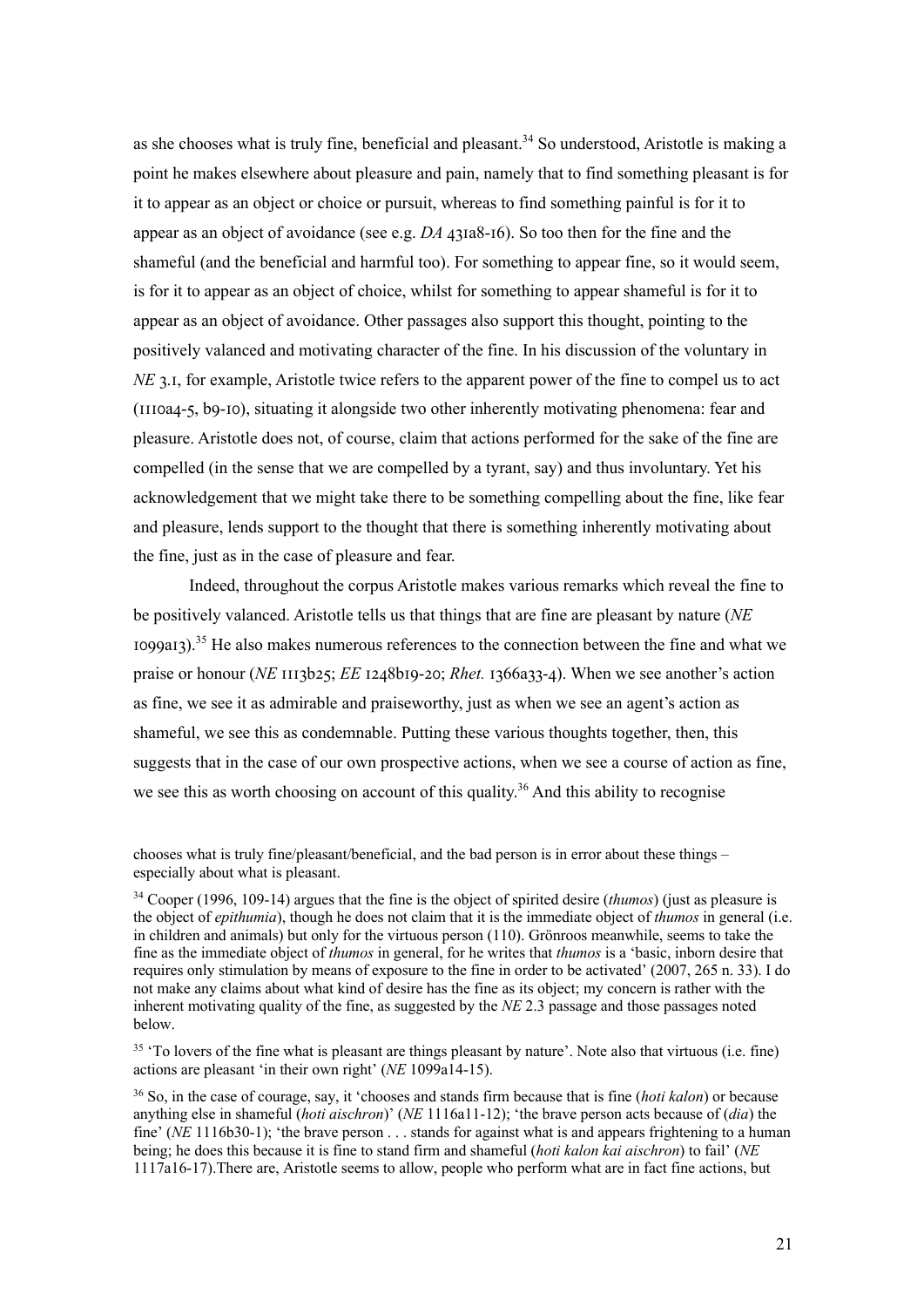as she chooses what is truly fine, beneficial and pleasant.[34] So understood, Aristotle is making a point he makes elsewhere about pleasure and pain, namely that to find something pleasant is for it to appear as an object or choice or pursuit, whereas to find something painful is for it to appear as an object of avoidance (see e.g. *DA* 431a8-16). So too then for the fine and the shameful (and the beneficial and harmful too). For something to appear fine, so it would seem, is for it to appear as an object of choice, whilst for something to appear shameful is for it to appear as an object of avoidance. Other passages also support this thought, pointing to the positively valanced and motivating character of the fine. In his discussion of the voluntary in *NE* 3.1, for example, Aristotle twice refers to the apparent power of the fine to compel us to act (1110a4-5, b9-10), situating it alongside two other inherently motivating phenomena: fear and pleasure. Aristotle does not, of course, claim that actions performed for the sake of the fine are compelled (in the sense that we are compelled by a tyrant, say) and thus involuntary. Yet his acknowledgement that we might take there to be something compelling about the fine, like fear and pleasure, lends support to the thought that there is something inherently motivating about the fine, just as in the case of pleasure and fear.

Indeed, throughout the corpus Aristotle makes various remarks which reveal the fine to be positively valanced. Aristotle tells us that things that are fine are pleasant by nature (*NE* 1099a13).[35] He also makes numerous references to the connection between the fine and what we praise or honour (*NE* 1113b25; *EE* 1248b19-20; *Rhet.* 1366a33-4). When we see another's action as fine, we see it as admirable and praiseworthy, just as when we see an agent's action as shameful, we see this as condemnable. Putting these various thoughts together, then, this suggests that in the case of our own prospective actions, when we see a course of action as fine, we see this as worth choosing on account of this quality.[36] And this ability to recognise

chooses what is truly fine/pleasant/beneficial, and the bad person is in error about these things – especially about what is pleasant.

[34] Cooper (1996, 109-14) argues that the fine is the object of spirited desire (*thumos*) (just as pleasure is the object of *epithumia*), though he does not claim that it is the immediate object of *thumos* in general (i.e. in children and animals) but only for the virtuous person (110). Grönroos meanwhile, seems to take the fine as the immediate object of *thumos* in general, for he writes that *thumos* is a 'basic, inborn desire that requires only stimulation by means of exposure to the fine in order to be activated' (2007, 265 n. 33). I do not make any claims about what kind of desire has the fine as its object; my concern is rather with the inherent motivating quality of the fine, as suggested by the *NE* 2.3 passage and those passages noted below.

[35] 'To lovers of the fine what is pleasant are things pleasant by nature'. Note also that virtuous (i.e. fine) actions are pleasant 'in their own right' (*NE* 1099a14-15).

[36] So, in the case of courage, say, it 'chooses and stands firm because that is fine (*hoti kalon*) or because anything else in shameful (*hoti aischron*)' (*NE* 1116a11-12); 'the brave person acts because of (*dia*) the fine' (*NE* 1116b30-1); 'the brave person . . . stands for against what is and appears frightening to a human being; he does this because it is fine to stand firm and shameful (*hoti kalon kai aischron*) to fail' (*NE* 1117a16-17).There are, Aristotle seems to allow, people who perform what are in fact fine actions, but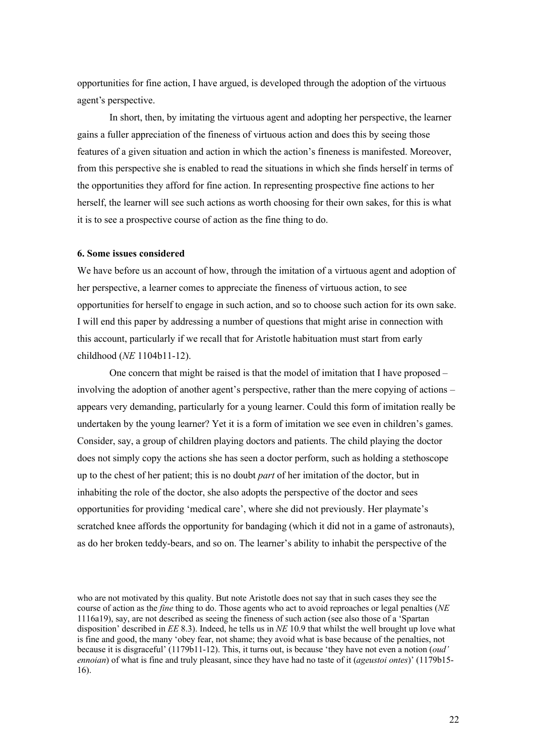opportunities for fine action, I have argued, is developed through the adoption of the virtuous agent's perspective.

In short, then, by imitating the virtuous agent and adopting her perspective, the learner gains a fuller appreciation of the fineness of virtuous action and does this by seeing those features of a given situation and action in which the action's fineness is manifested. Moreover, from this perspective she is enabled to read the situations in which she finds herself in terms of the opportunities they afford for fine action. In representing prospective fine actions to her herself, the learner will see such actions as worth choosing for their own sakes, for this is what it is to see a prospective course of action as the fine thing to do.

**6. Some issues considered**

We have before us an account of how, through the imitation of a virtuous agent and adoption of her perspective, a learner comes to appreciate the fineness of virtuous action, to see opportunities for herself to engage in such action, and so to choose such action for its own sake. I will end this paper by addressing a number of questions that might arise in connection with this account, particularly if we recall that for Aristotle habituation must start from early childhood (*NE* 1104b11-12).

One concern that might be raised is that the model of imitation that I have proposed – involving the adoption of another agent's perspective, rather than the mere copying of actions – appears very demanding, particularly for a young learner. Could this form of imitation really be undertaken by the young learner? Yet it is a form of imitation we see even in children's games. Consider, say, a group of children playing doctors and patients. The child playing the doctor does not simply copy the actions she has seen a doctor perform, such as holding a stethoscope up to the chest of her patient; this is no doubt *part* of her imitation of the doctor, but in inhabiting the role of the doctor, she also adopts the perspective of the doctor and sees opportunities for providing 'medical care', where she did not previously. Her playmate's scratched knee affords the opportunity for bandaging (which it did not in a game of astronauts), as do her broken teddy-bears, and so on. The learner's ability to inhabit the perspective of the

who are not motivated by this quality. But note Aristotle does not say that in such cases they see the course of action as the *fine* thing to do. Those agents who act to avoid reproaches or legal penalties (*NE* 1116a19), say, are not described as seeing the fineness of such action (see also those of a 'Spartan disposition' described in *EE* 8.3). Indeed, he tells us in *NE* 10.9 that whilst the well brought up love what is fine and good, the many 'obey fear, not shame; they avoid what is base because of the penalties, not because it is disgraceful' (1179b11-12). This, it turns out, is because 'they have not even a notion (*oud' ennoian*) of what is fine and truly pleasant, since they have had no taste of it (*ageustoi ontes*)' (1179b15-16).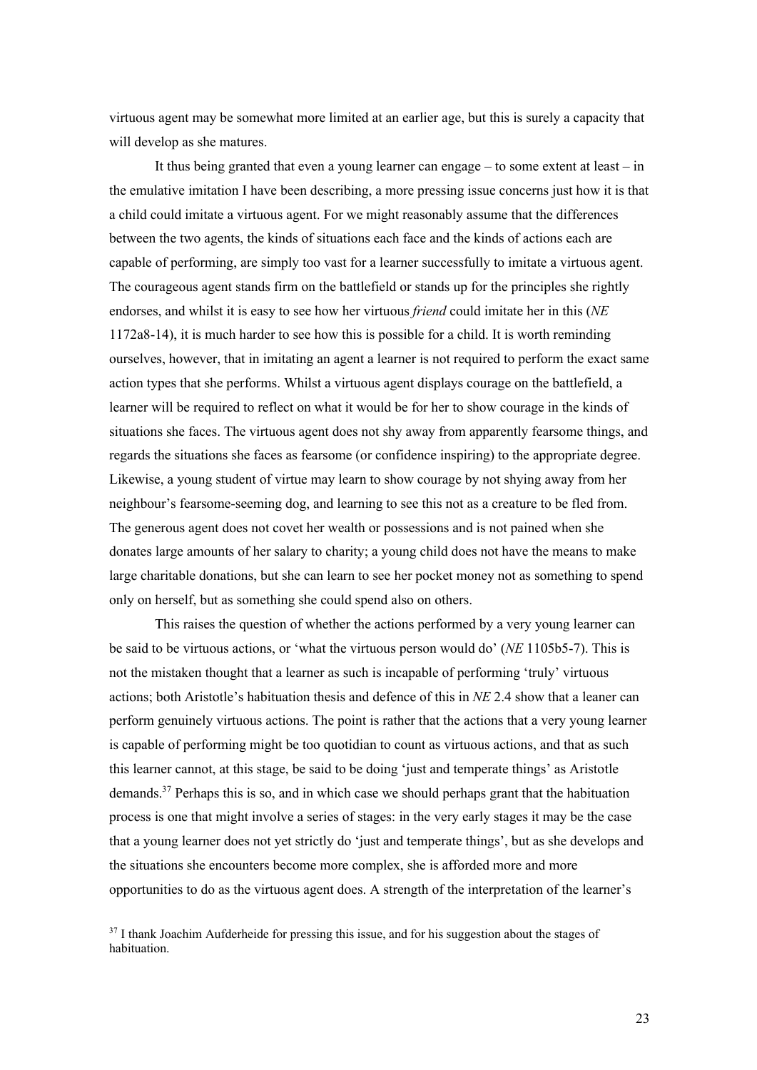virtuous agent may be somewhat more limited at an earlier age, but this is surely a capacity that will develop as she matures.

It thus being granted that even a young learner can engage – to some extent at least – in the emulative imitation I have been describing, a more pressing issue concerns just how it is that a child could imitate a virtuous agent. For we might reasonably assume that the differences between the two agents, the kinds of situations each face and the kinds of actions each are capable of performing, are simply too vast for a learner successfully to imitate a virtuous agent. The courageous agent stands firm on the battlefield or stands up for the principles she rightly endorses, and whilst it is easy to see how her virtuous *friend* could imitate her in this (*NE* 1172a8-14), it is much harder to see how this is possible for a child. It is worth reminding ourselves, however, that in imitating an agent a learner is not required to perform the exact same action types that she performs. Whilst a virtuous agent displays courage on the battlefield, a learner will be required to reflect on what it would be for her to show courage in the kinds of situations she faces. The virtuous agent does not shy away from apparently fearsome things, and regards the situations she faces as fearsome (or confidence inspiring) to the appropriate degree. Likewise, a young student of virtue may learn to show courage by not shying away from her neighbour's fearsome-seeming dog, and learning to see this not as a creature to be fled from. The generous agent does not covet her wealth or possessions and is not pained when she donates large amounts of her salary to charity; a young child does not have the means to make large charitable donations, but she can learn to see her pocket money not as something to spend only on herself, but as something she could spend also on others.

This raises the question of whether the actions performed by a very young learner can be said to be virtuous actions, or 'what the virtuous person would do' (*NE* 1105b5-7). This is not the mistaken thought that a learner as such is incapable of performing 'truly' virtuous actions; both Aristotle's habituation thesis and defence of this in *NE* 2.4 show that a leaner can perform genuinely virtuous actions. The point is rather that the actions that a very young learner is capable of performing might be too quotidian to count as virtuous actions, and that as such this learner cannot, at this stage, be said to be doing 'just and temperate things' as Aristotle demands.[37] Perhaps this is so, and in which case we should perhaps grant that the habituation process is one that might involve a series of stages: in the very early stages it may be the case that a young learner does not yet strictly do 'just and temperate things', but as she develops and the situations she encounters become more complex, she is afforded more and more opportunities to do as the virtuous agent does. A strength of the interpretation of the learner's

[37] I thank Joachim Aufderheide for pressing this issue, and for his suggestion about the stages of habituation.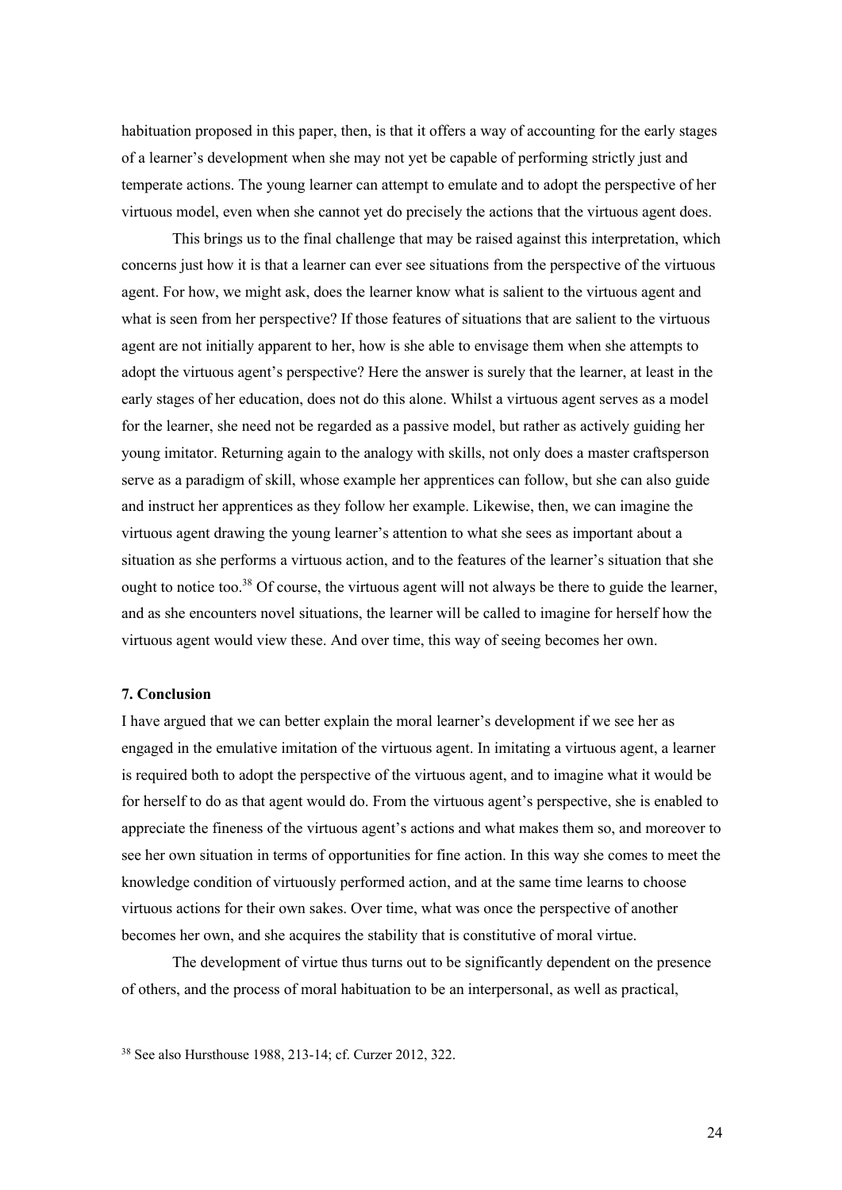habituation proposed in this paper, then, is that it offers a way of accounting for the early stages of a learner's development when she may not yet be capable of performing strictly just and temperate actions. The young learner can attempt to emulate and to adopt the perspective of her virtuous model, even when she cannot yet do precisely the actions that the virtuous agent does.

This brings us to the final challenge that may be raised against this interpretation, which concerns just how it is that a learner can ever see situations from the perspective of the virtuous agent. For how, we might ask, does the learner know what is salient to the virtuous agent and what is seen from her perspective? If those features of situations that are salient to the virtuous agent are not initially apparent to her, how is she able to envisage them when she attempts to adopt the virtuous agent's perspective? Here the answer is surely that the learner, at least in the early stages of her education, does not do this alone. Whilst a virtuous agent serves as a model for the learner, she need not be regarded as a passive model, but rather as actively guiding her young imitator. Returning again to the analogy with skills, not only does a master craftsperson serve as a paradigm of skill, whose example her apprentices can follow, but she can also guide and instruct her apprentices as they follow her example. Likewise, then, we can imagine the virtuous agent drawing the young learner's attention to what she sees as important about a situation as she performs a virtuous action, and to the features of the learner's situation that she ought to notice too.[38] Of course, the virtuous agent will not always be there to guide the learner, and as she encounters novel situations, the learner will be called to imagine for herself how the virtuous agent would view these. And over time, this way of seeing becomes her own.

**7. Conclusion**

I have argued that we can better explain the moral learner's development if we see her as engaged in the emulative imitation of the virtuous agent. In imitating a virtuous agent, a learner is required both to adopt the perspective of the virtuous agent, and to imagine what it would be for herself to do as that agent would do. From the virtuous agent's perspective, she is enabled to appreciate the fineness of the virtuous agent's actions and what makes them so, and moreover to see her own situation in terms of opportunities for fine action. In this way she comes to meet the knowledge condition of virtuously performed action, and at the same time learns to choose virtuous actions for their own sakes. Over time, what was once the perspective of another becomes her own, and she acquires the stability that is constitutive of moral virtue.

The development of virtue thus turns out to be significantly dependent on the presence of others, and the process of moral habituation to be an interpersonal, as well as practical,

[38] See also Hursthouse 1988, 213-14; cf. Curzer 2012, 322.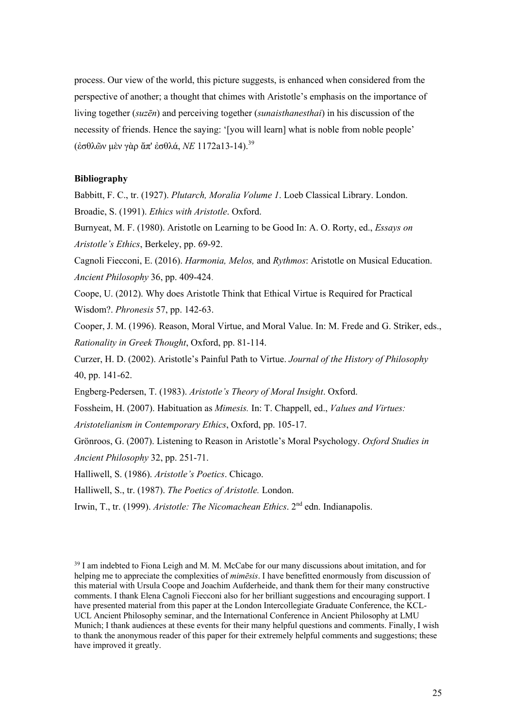process. Our view of the world, this picture suggests, is enhanced when considered from the perspective of another; a thought that chimes with Aristotle's emphasis on the importance of living together (*suzēn*) and perceiving together (*sunaisthanesthai*) in his discussion of the necessity of friends. Hence the saying: '[you will learn] what is noble from noble people' (ἐσθλῶν μὲν γὰρ ἄπ' ἐσθλά, *NE* 1172a13-14).[39]

**Bibliography**

Babbitt, F. C., tr. (1927). *Plutarch, Moralia Volume 1*. Loeb Classical Library. London.

Broadie, S. (1991). *Ethics with Aristotle*. Oxford.

Burnyeat, M. F. (1980). Aristotle on Learning to be Good In: A. O. Rorty, ed., *Essays on Aristotle's Ethics*, Berkeley, pp. 69-92.

Cagnoli Fiecconi, E. (2016). *Harmonia, Melos,* and *Rythmos*: Aristotle on Musical Education. *Ancient Philosophy* 36, pp. 409-424.

Coope, U. (2012). Why does Aristotle Think that Ethical Virtue is Required for Practical Wisdom?. *Phronesis* 57, pp. 142-63.

Cooper, J. M. (1996). Reason, Moral Virtue, and Moral Value. In: M. Frede and G. Striker, eds., *Rationality in Greek Thought*, Oxford, pp. 81-114.

Curzer, H. D. (2002). Aristotle's Painful Path to Virtue. *Journal of the History of Philosophy* 40, pp. 141-62.

Engberg-Pedersen, T. (1983). *Aristotle's Theory of Moral Insight*. Oxford.

Fossheim, H. (2007). Habituation as *Mimesis.* In: T. Chappell, ed., *Values and Virtues: Aristotelianism in Contemporary Ethics*, Oxford, pp. 105-17.

Grönroos, G. (2007). Listening to Reason in Aristotle's Moral Psychology. *Oxford Studies in Ancient Philosophy* 32, pp. 251-71.

Halliwell, S. (1986). *Aristotle's Poetics*. Chicago.

Halliwell, S., tr. (1987). *The Poetics of Aristotle.* London.

Irwin, T., tr. (1999). *Aristotle: The Nicomachean Ethics*. 2nd edn. Indianapolis.

[39] I am indebted to Fiona Leigh and M. M. McCabe for our many discussions about imitation, and for helping me to appreciate the complexities of *mimēsis*. I have benefitted enormously from discussion of this material with Ursula Coope and Joachim Aufderheide, and thank them for their many constructive comments. I thank Elena Cagnoli Fiecconi also for her brilliant suggestions and encouraging support. I have presented material from this paper at the London Intercollegiate Graduate Conference, the KCL-UCL Ancient Philosophy seminar, and the International Conference in Ancient Philosophy at LMU Munich; I thank audiences at these events for their many helpful questions and comments. Finally, I wish to thank the anonymous reader of this paper for their extremely helpful comments and suggestions; these have improved it greatly.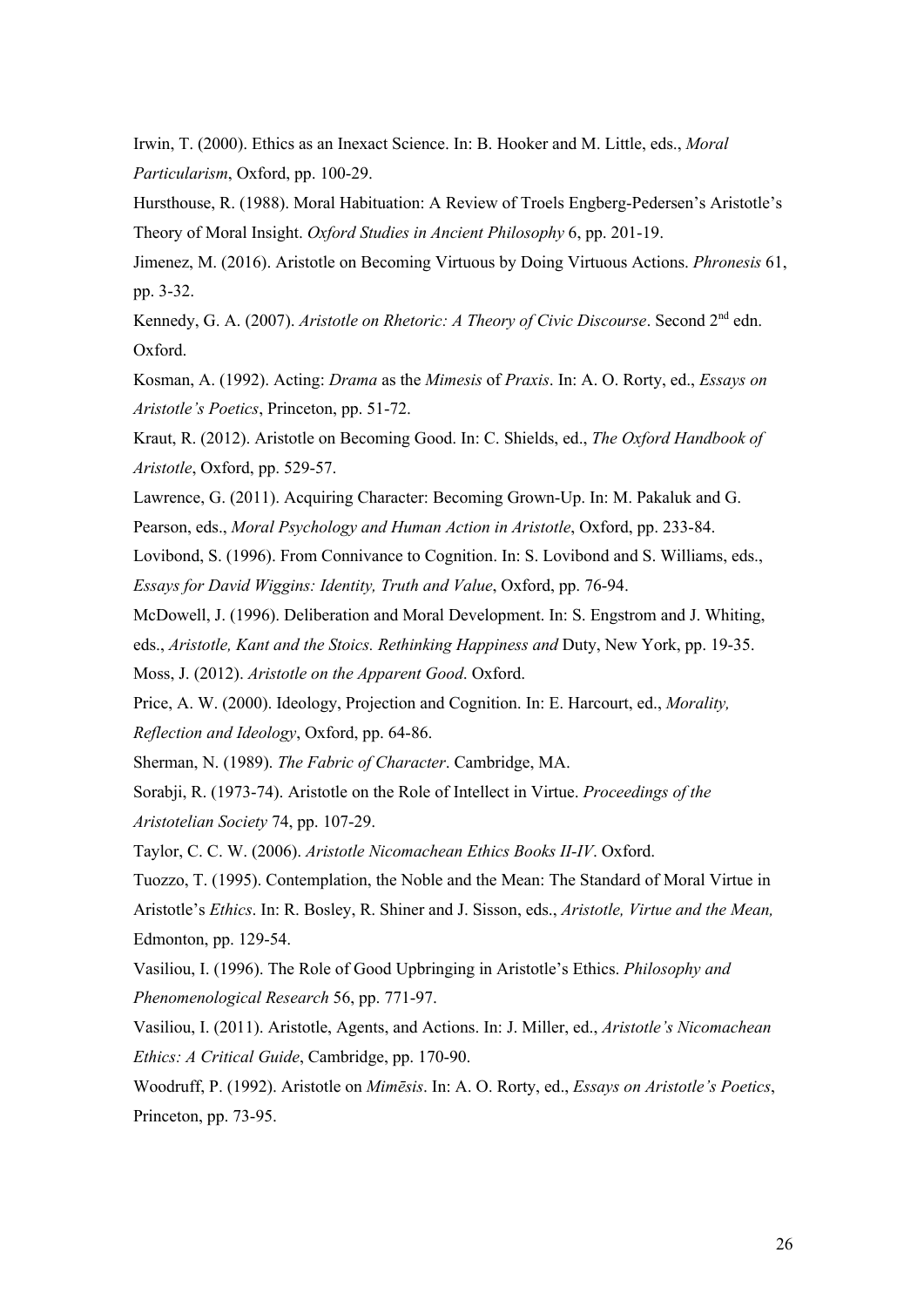Irwin, T. (2000). Ethics as an Inexact Science. In: B. Hooker and M. Little, eds., *Moral Particularism*, Oxford, pp. 100-29.

Hursthouse, R. (1988). Moral Habituation: A Review of Troels Engberg-Pedersen's Aristotle's Theory of Moral Insight. *Oxford Studies in Ancient Philosophy* 6, pp. 201-19.

Jimenez, M. (2016). Aristotle on Becoming Virtuous by Doing Virtuous Actions. *Phronesis* 61, pp. 3-32.

Kennedy, G. A. (2007). *Aristotle on Rhetoric: A Theory of Civic Discourse*. Second 2nd edn. Oxford.

Kosman, A. (1992). Acting: *Drama* as the *Mimesis* of *Praxis*. In: A. O. Rorty, ed., *Essays on Aristotle's Poetics*, Princeton, pp. 51-72.

Kraut, R. (2012). Aristotle on Becoming Good. In: C. Shields, ed., *The Oxford Handbook of Aristotle*, Oxford, pp. 529-57.

Lawrence, G. (2011). Acquiring Character: Becoming Grown-Up. In: M. Pakaluk and G. Pearson, eds., *Moral Psychology and Human Action in Aristotle*, Oxford, pp. 233-84.

Lovibond, S. (1996). From Connivance to Cognition. In: S. Lovibond and S. Williams, eds., *Essays for David Wiggins: Identity, Truth and Value*, Oxford, pp. 76-94.

McDowell, J. (1996). Deliberation and Moral Development. In: S. Engstrom and J. Whiting, eds., *Aristotle, Kant and the Stoics. Rethinking Happiness and* Duty, New York, pp. 19-35.

Moss, J. (2012). *Aristotle on the Apparent Good*. Oxford.

Price, A. W. (2000). Ideology, Projection and Cognition. In: E. Harcourt, ed., *Morality, Reflection and Ideology*, Oxford, pp. 64-86.

Sherman, N. (1989). *The Fabric of Character*. Cambridge, MA.

Sorabji, R. (1973-74). Aristotle on the Role of Intellect in Virtue. *Proceedings of the Aristotelian Society* 74, pp. 107-29.

Taylor, C. C. W. (2006). *Aristotle Nicomachean Ethics Books II-IV*. Oxford.

Tuozzo, T. (1995). Contemplation, the Noble and the Mean: The Standard of Moral Virtue in Aristotle's *Ethics*. In: R. Bosley, R. Shiner and J. Sisson, eds., *Aristotle, Virtue and the Mean,* Edmonton, pp. 129-54.

Vasiliou, I. (1996). The Role of Good Upbringing in Aristotle's Ethics. *Philosophy and Phenomenological Research* 56, pp. 771-97.

Vasiliou, I. (2011). Aristotle, Agents, and Actions. In: J. Miller, ed., *Aristotle's Nicomachean Ethics: A Critical Guide*, Cambridge, pp. 170-90.

Woodruff, P. (1992). Aristotle on *Mimēsis*. In: A. O. Rorty, ed., *Essays on Aristotle's Poetics*, Princeton, pp. 73-95.